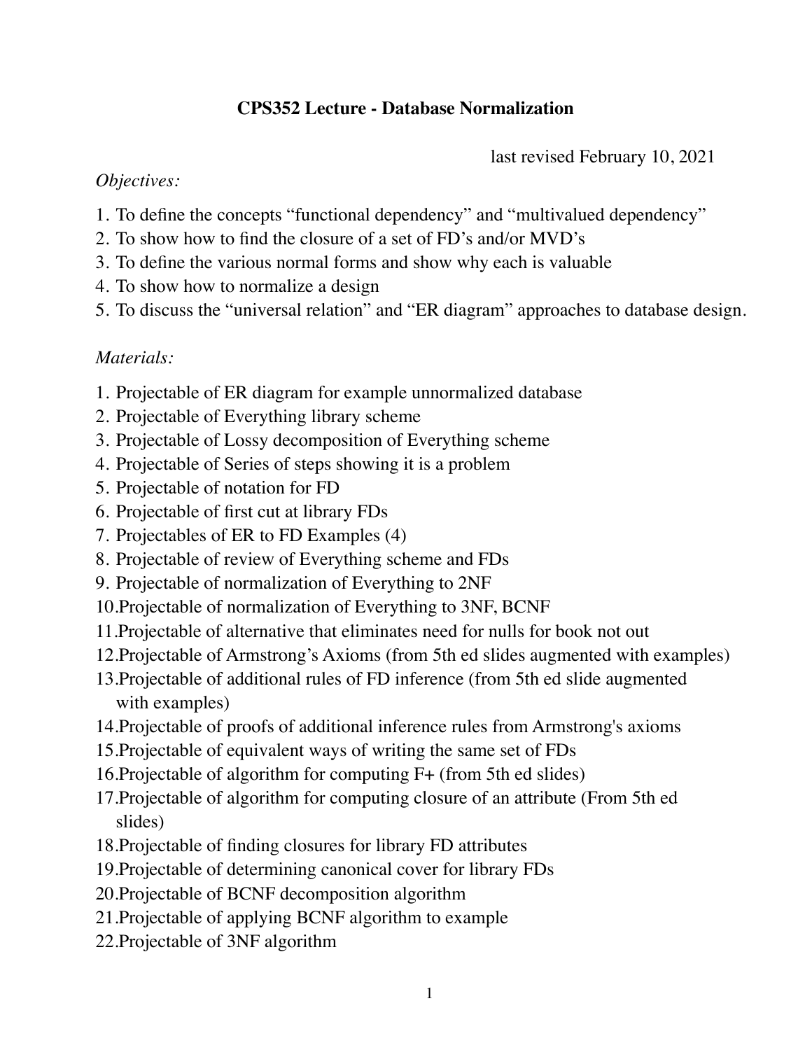# CPS352 Lecture - Database Normalization

last revised February 10, 2021

*Objectives:*

1. To define the concepts "functional dependency" and "multivalued dependency"
2. To show how to find the closure of a set of FD's and/or MVD's
3. To define the various normal forms and show why each is valuable
4. To show how to normalize a design
5. To discuss the "universal relation" and "ER diagram" approaches to database design.

*Materials:*

1. Projectable of ER diagram for example unnormalized database
2. Projectable of Everything library scheme
3. Projectable of Lossy decomposition of Everything scheme
4. Projectable of Series of steps showing it is a problem
5. Projectable of notation for FD
6. Projectable of first cut at library FDs
7. Projectables of ER to FD Examples (4)
8. Projectable of review of Everything scheme and FDs
9. Projectable of normalization of Everything to 2NF
10. Projectable of normalization of Everything to 3NF, BCNF
11. Projectable of alternative that eliminates need for nulls for book not out
12. Projectable of Armstrong's Axioms (from 5th ed slides augmented with examples)
13. Projectable of additional rules of FD inference (from 5th ed slide augmented with examples)
14. Projectable of proofs of additional inference rules from Armstrong's axioms
15. Projectable of equivalent ways of writing the same set of FDs
16. Projectable of algorithm for computing F+ (from 5th ed slides)
17. Projectable of algorithm for computing closure of an attribute (From 5th ed slides)
18. Projectable of finding closures for library FD attributes
19. Projectable of determining canonical cover for library FDs
20. Projectable of BCNF decomposition algorithm
21. Projectable of applying BCNF algorithm to example
22. Projectable of 3NF algorithm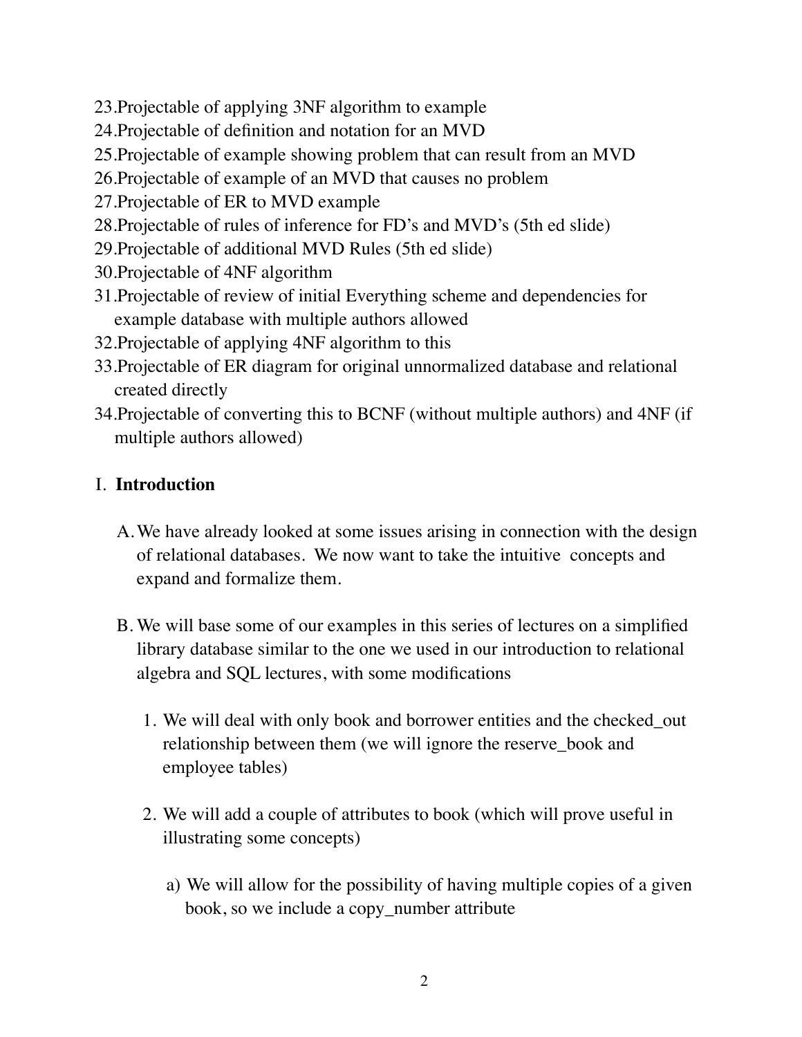23. Projectable of applying 3NF algorithm to example
24. Projectable of definition and notation for an MVD
25. Projectable of example showing problem that can result from an MVD
26. Projectable of example of an MVD that causes no problem
27. Projectable of ER to MVD example
28. Projectable of rules of inference for FD's and MVD's (5th ed slide)
29. Projectable of additional MVD Rules (5th ed slide)
30. Projectable of 4NF algorithm
31. Projectable of review of initial Everything scheme and dependencies for example database with multiple authors allowed
32. Projectable of applying 4NF algorithm to this
33. Projectable of ER diagram for original unnormalized database and relational created directly
34. Projectable of converting this to BCNF (without multiple authors) and 4NF (if multiple authors allowed)

## I. Introduction

A. We have already looked at some issues arising in connection with the design of relational databases. We now want to take the intuitive concepts and expand and formalize them.

B. We will base some of our examples in this series of lectures on a simplified library database similar to the one we used in our introduction to relational algebra and SQL lectures, with some modifications

1. We will deal with only book and borrower entities and the checked_out relationship between them (we will ignore the reserve_book and employee tables)

2. We will add a couple of attributes to book (which will prove useful in illustrating some concepts)

    a) We will allow for the possibility of having multiple copies of a given book, so we include a copy_number attribute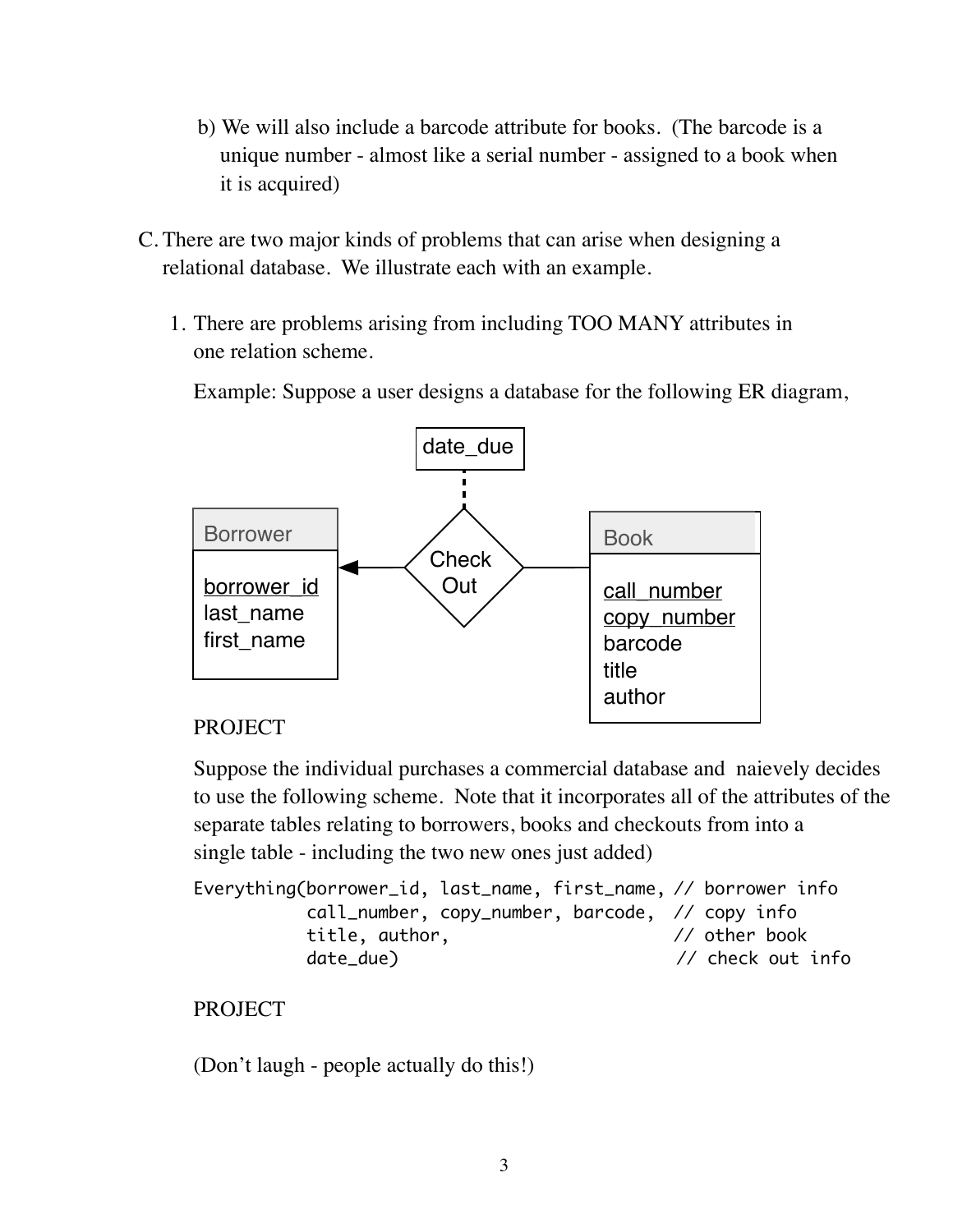b) We will also include a barcode attribute for books. (The barcode is a unique number - almost like a serial number - assigned to a book when it is acquired)

C. There are two major kinds of problems that can arise when designing a relational database. We illustrate each with an example.

1. There are problems arising from including TOO MANY attributes in one relation scheme.

   Example: Suppose a user designs a database for the following ER diagram,

   PROJECT

   Suppose the individual purchases a commercial database and naievely decides to use the following scheme. Note that it incorporates all of the attributes of the separate tables relating to borrowers, books and checkouts from into a single table - including the two new ones just added)

```
Everything(borrower_id, last_name, first_name, // borrower info
           call_number, copy_number, barcode,  // copy info
           title, author,                      // other book
           date_due)                            // check out info
```

   PROJECT

   (Don't laugh - people actually do this!)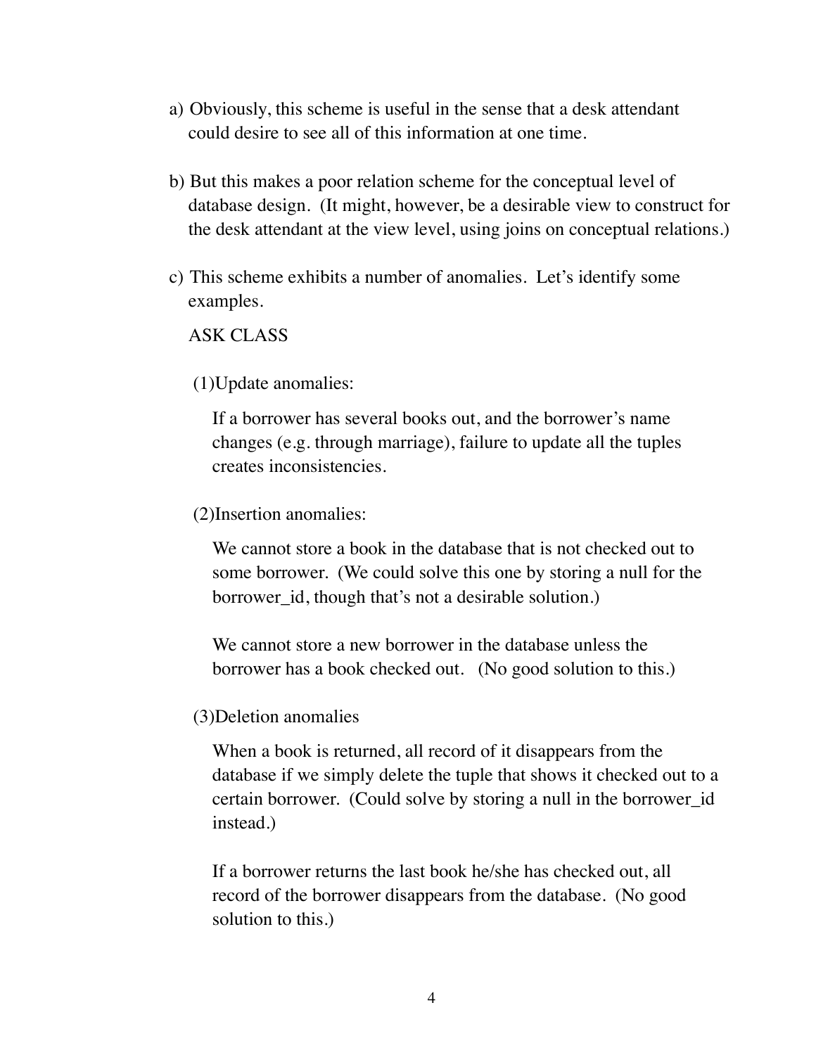a) Obviously, this scheme is useful in the sense that a desk attendant could desire to see all of this information at one time.

b) But this makes a poor relation scheme for the conceptual level of database design. (It might, however, be a desirable view to construct for the desk attendant at the view level, using joins on conceptual relations.)

c) This scheme exhibits a number of anomalies. Let's identify some examples.

   ASK CLASS

   (1) Update anomalies:

   If a borrower has several books out, and the borrower's name changes (e.g. through marriage), failure to update all the tuples creates inconsistencies.

   (2) Insertion anomalies:

   We cannot store a book in the database that is not checked out to some borrower. (We could solve this one by storing a null for the borrower_id, though that's not a desirable solution.)

   We cannot store a new borrower in the database unless the borrower has a book checked out. (No good solution to this.)

   (3) Deletion anomalies

   When a book is returned, all record of it disappears from the database if we simply delete the tuple that shows it checked out to a certain borrower. (Could solve by storing a null in the borrower_id instead.)

   If a borrower returns the last book he/she has checked out, all record of the borrower disappears from the database. (No good solution to this.)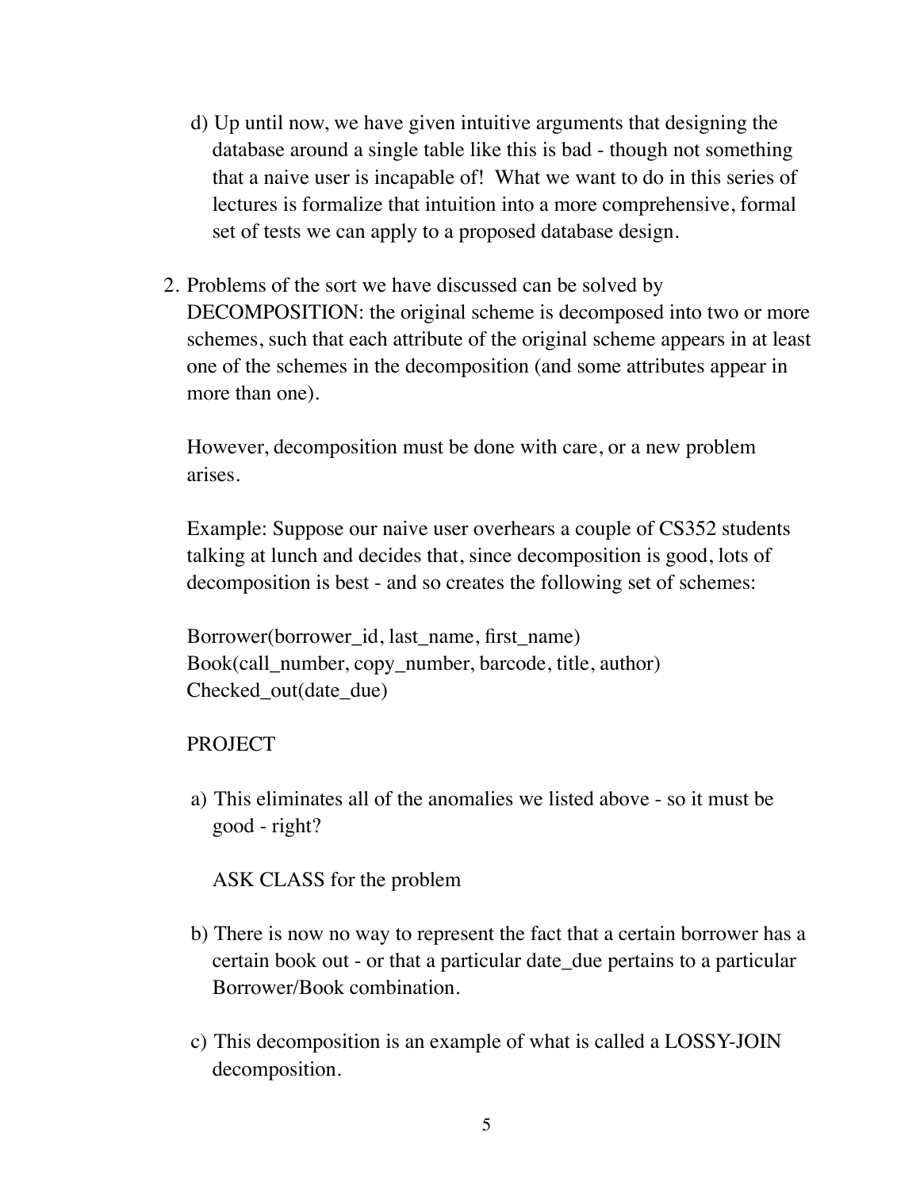d) Up until now, we have given intuitive arguments that designing the database around a single table like this is bad - though not something that a naive user is incapable of! What we want to do in this series of lectures is formalize that intuition into a more comprehensive, formal set of tests we can apply to a proposed database design.

2. Problems of the sort we have discussed can be solved by DECOMPOSITION: the original scheme is decomposed into two or more schemes, such that each attribute of the original scheme appears in at least one of the schemes in the decomposition (and some attributes appear in more than one).

   However, decomposition must be done with care, or a new problem arises.

   Example: Suppose our naive user overhears a couple of CS352 students talking at lunch and decides that, since decomposition is good, lots of decomposition is best - and so creates the following set of schemes:

   Borrower(borrower_id, last_name, first_name)
   Book(call_number, copy_number, barcode, title, author)
   Checked_out(date_due)

   PROJECT

   a) This eliminates all of the anomalies we listed above - so it must be good - right?

      ASK CLASS for the problem

   b) There is now no way to represent the fact that a certain borrower has a certain book out - or that a particular date_due pertains to a particular Borrower/Book combination.

   c) This decomposition is an example of what is called a LOSSY-JOIN decomposition.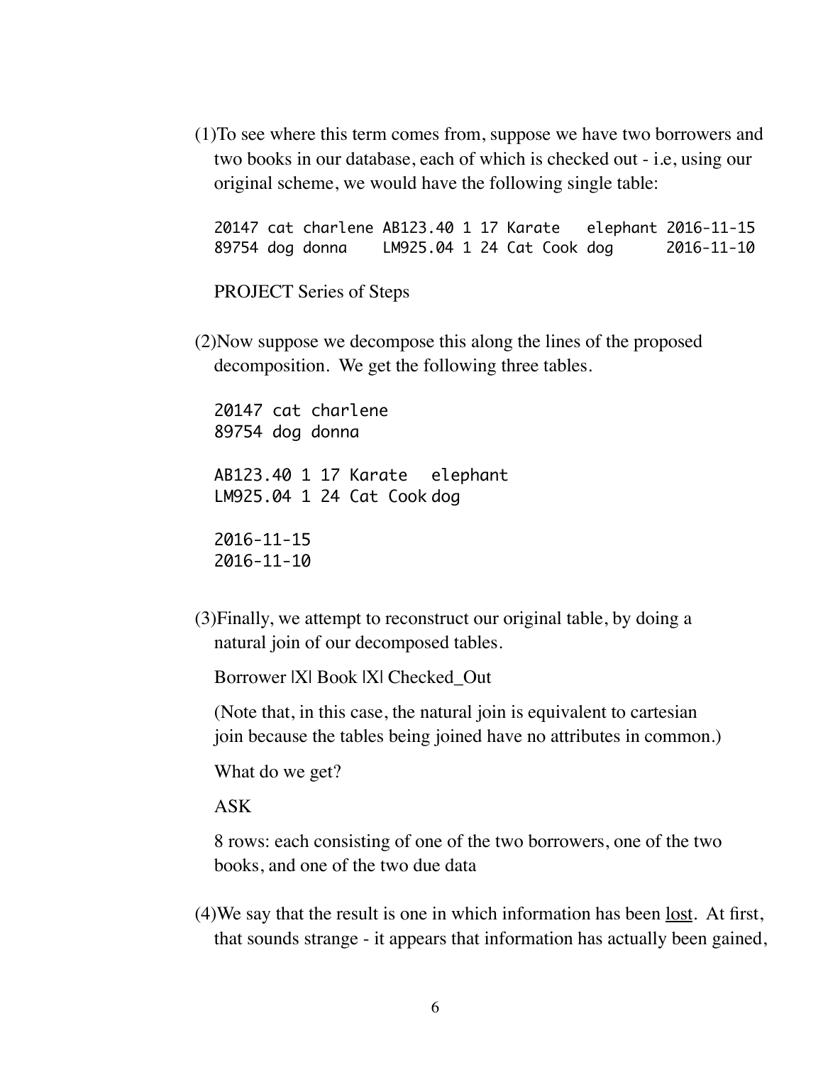(1) To see where this term comes from, suppose we have two borrowers and two books in our database, each of which is checked out - i.e, using our original scheme, we would have the following single table:

```
20147 cat charlene AB123.40 1 17 Karate   elephant 2016-11-15
89754 dog donna    LM925.04 1 24 Cat Cook dog      2016-11-10
```

PROJECT Series of Steps

(2) Now suppose we decompose this along the lines of the proposed decomposition. We get the following three tables.

```
20147 cat charlene
89754 dog donna

AB123.40 1 17 Karate   elephant
LM925.04 1 24 Cat Cook dog

2016-11-15
2016-11-10
```

(3) Finally, we attempt to reconstruct our original table, by doing a natural join of our decomposed tables.

Borrower |X| Book |X| Checked_Out

(Note that, in this case, the natural join is equivalent to cartesian join because the tables being joined have no attributes in common.)

What do we get?

ASK

8 rows: each consisting of one of the two borrowers, one of the two books, and one of the two due data

(4) We say that the result is one in which information has been <u>lost</u>. At first, that sounds strange - it appears that information has actually been gained,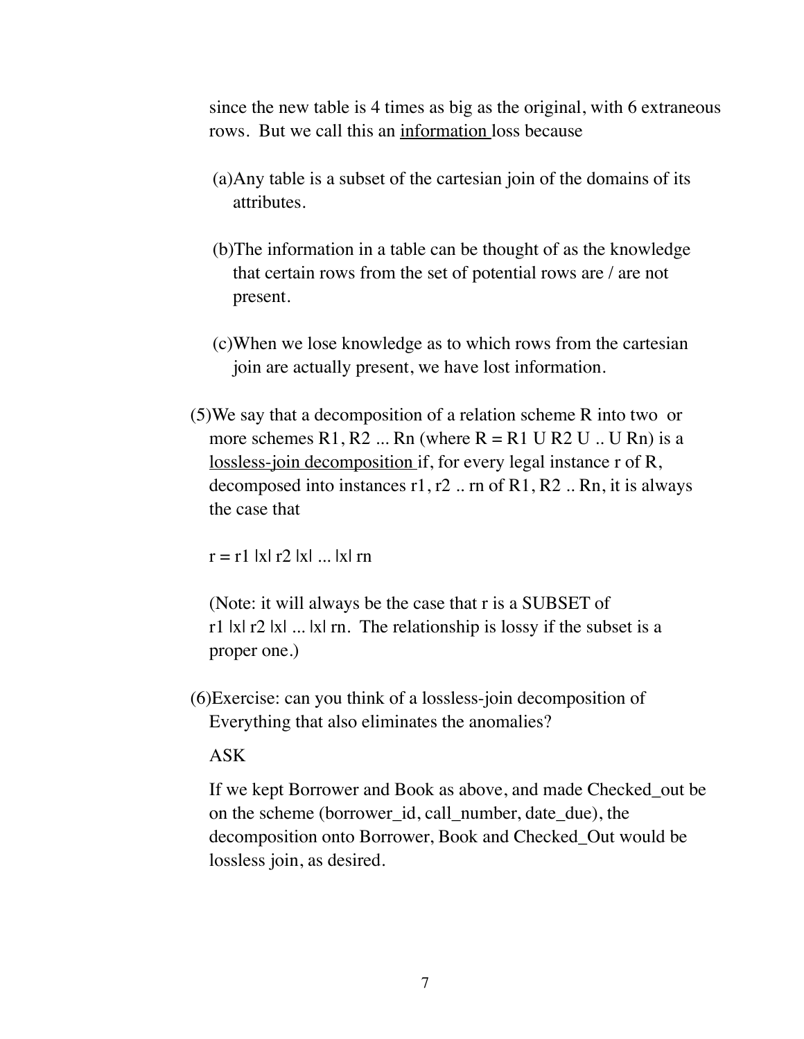since the new table is 4 times as big as the original, with 6 extraneous rows. But we call this an information loss because

(a) Any table is a subset of the cartesian join of the domains of its attributes.

(b) The information in a table can be thought of as the knowledge that certain rows from the set of potential rows are / are not present.

(c) When we lose knowledge as to which rows from the cartesian join are actually present, we have lost information.

(5) We say that a decomposition of a relation scheme R into two or more schemes R1, R2 ... Rn (where R = R1 U R2 U .. U Rn) is a lossless-join decomposition if, for every legal instance r of R, decomposed into instances r1, r2 .. rn of R1, R2 .. Rn, it is always the case that

r = r1 |x| r2 |x| ... |x| rn

(Note: it will always be the case that r is a SUBSET of r1 |x| r2 |x| ... |x| rn. The relationship is lossy if the subset is a proper one.)

(6) Exercise: can you think of a lossless-join decomposition of Everything that also eliminates the anomalies?

ASK

If we kept Borrower and Book as above, and made Checked_out be on the scheme (borrower_id, call_number, date_due), the decomposition onto Borrower, Book and Checked_Out would be lossless join, as desired.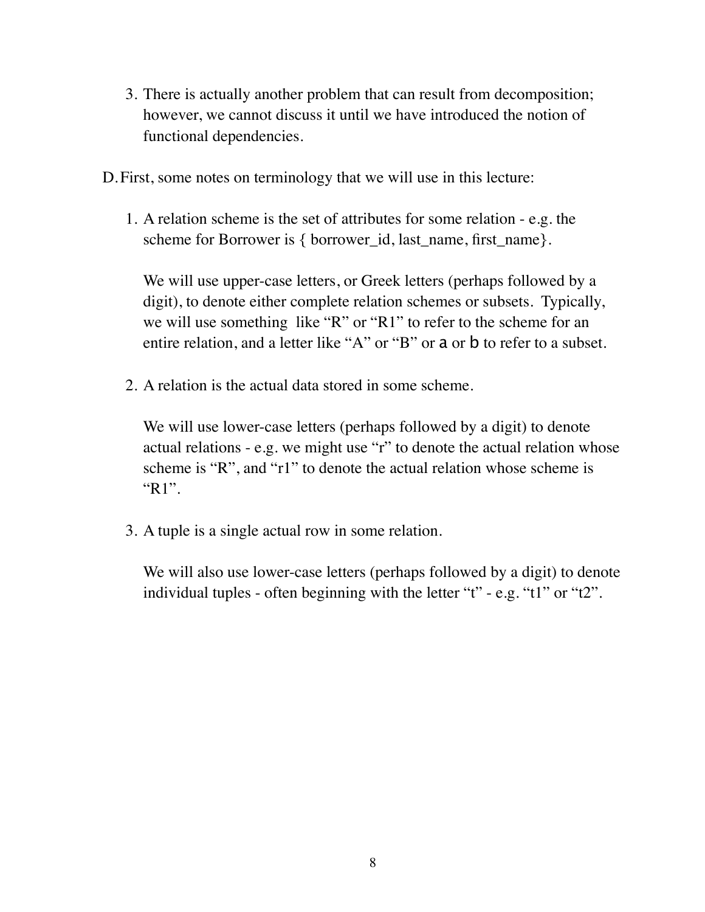3. There is actually another problem that can result from decomposition; however, we cannot discuss it until we have introduced the notion of functional dependencies.

D. First, some notes on terminology that we will use in this lecture:

1. A relation scheme is the set of attributes for some relation - e.g. the scheme for Borrower is { borrower_id, last_name, first_name}.

   We will use upper-case letters, or Greek letters (perhaps followed by a digit), to denote either complete relation schemes or subsets. Typically, we will use something like "R" or "R1" to refer to the scheme for an entire relation, and a letter like "A" or "B" or a or b to refer to a subset.

2. A relation is the actual data stored in some scheme.

   We will use lower-case letters (perhaps followed by a digit) to denote actual relations - e.g. we might use "r" to denote the actual relation whose scheme is "R", and "r1" to denote the actual relation whose scheme is "R1".

3. A tuple is a single actual row in some relation.

   We will also use lower-case letters (perhaps followed by a digit) to denote individual tuples - often beginning with the letter "t" - e.g. "t1" or "t2".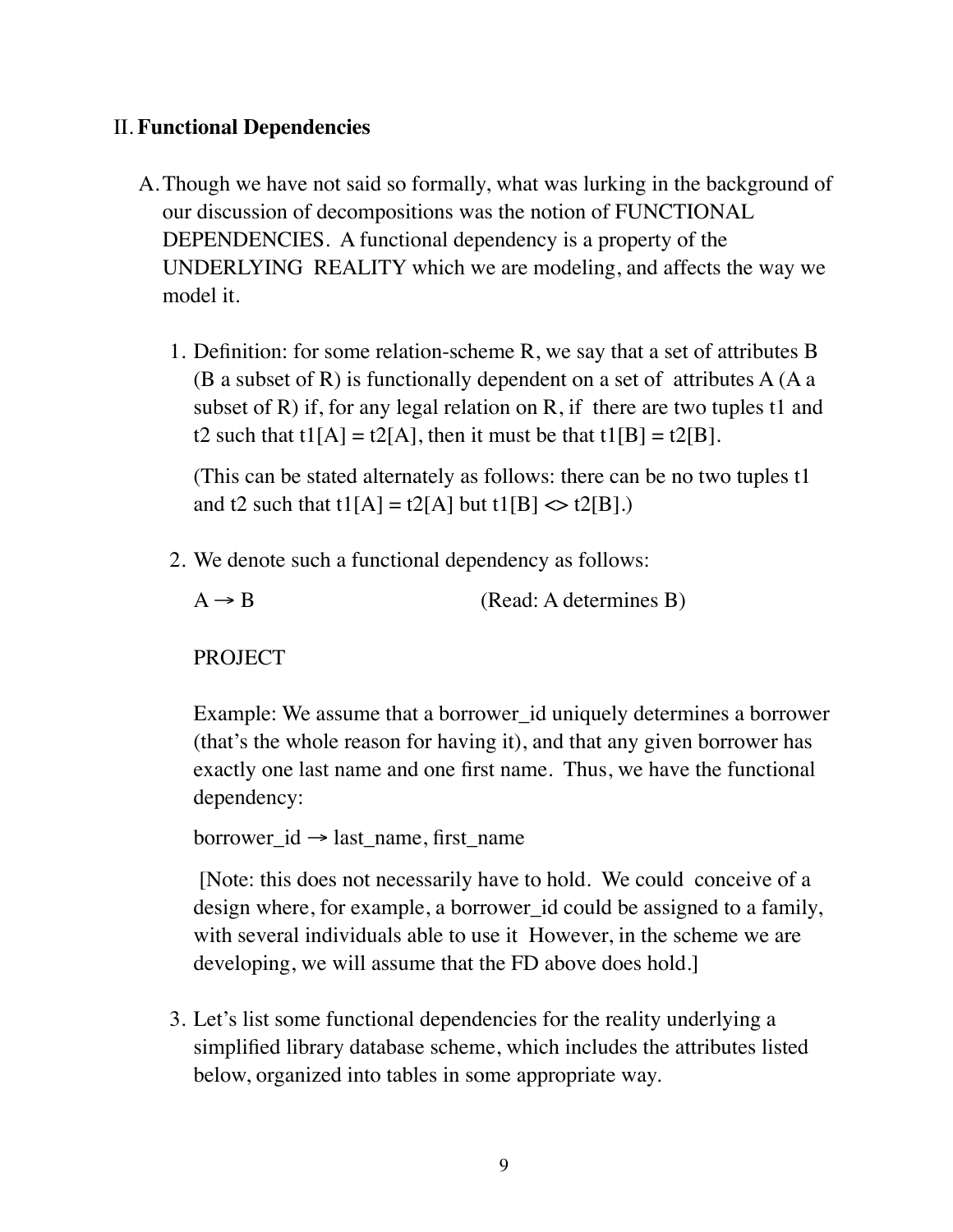## II. **Functional Dependencies**

A. Though we have not said so formally, what was lurking in the background of our discussion of decompositions was the notion of FUNCTIONAL DEPENDENCIES. A functional dependency is a property of the UNDERLYING REALITY which we are modeling, and affects the way we model it.

1. Definition: for some relation-scheme R, we say that a set of attributes B (B a subset of R) is functionally dependent on a set of attributes A (A a subset of R) if, for any legal relation on R, if there are two tuples t1 and t2 such that t1[A] = t2[A], then it must be that t1[B] = t2[B].

   (This can be stated alternately as follows: there can be no two tuples t1 and t2 such that t1[A] = t2[A] but t1[B] <> t2[B].)

2. We denote such a functional dependency as follows:

   $A \rightarrow B$ (Read: A determines B)

   PROJECT

   Example: We assume that a borrower_id uniquely determines a borrower (that's the whole reason for having it), and that any given borrower has exactly one last name and one first name. Thus, we have the functional dependency:

   borrower_id → last_name, first_name

   [Note: this does not necessarily have to hold. We could conceive of a design where, for example, a borrower_id could be assigned to a family, with several individuals able to use it However, in the scheme we are developing, we will assume that the FD above does hold.]

3. Let's list some functional dependencies for the reality underlying a simplified library database scheme, which includes the attributes listed below, organized into tables in some appropriate way.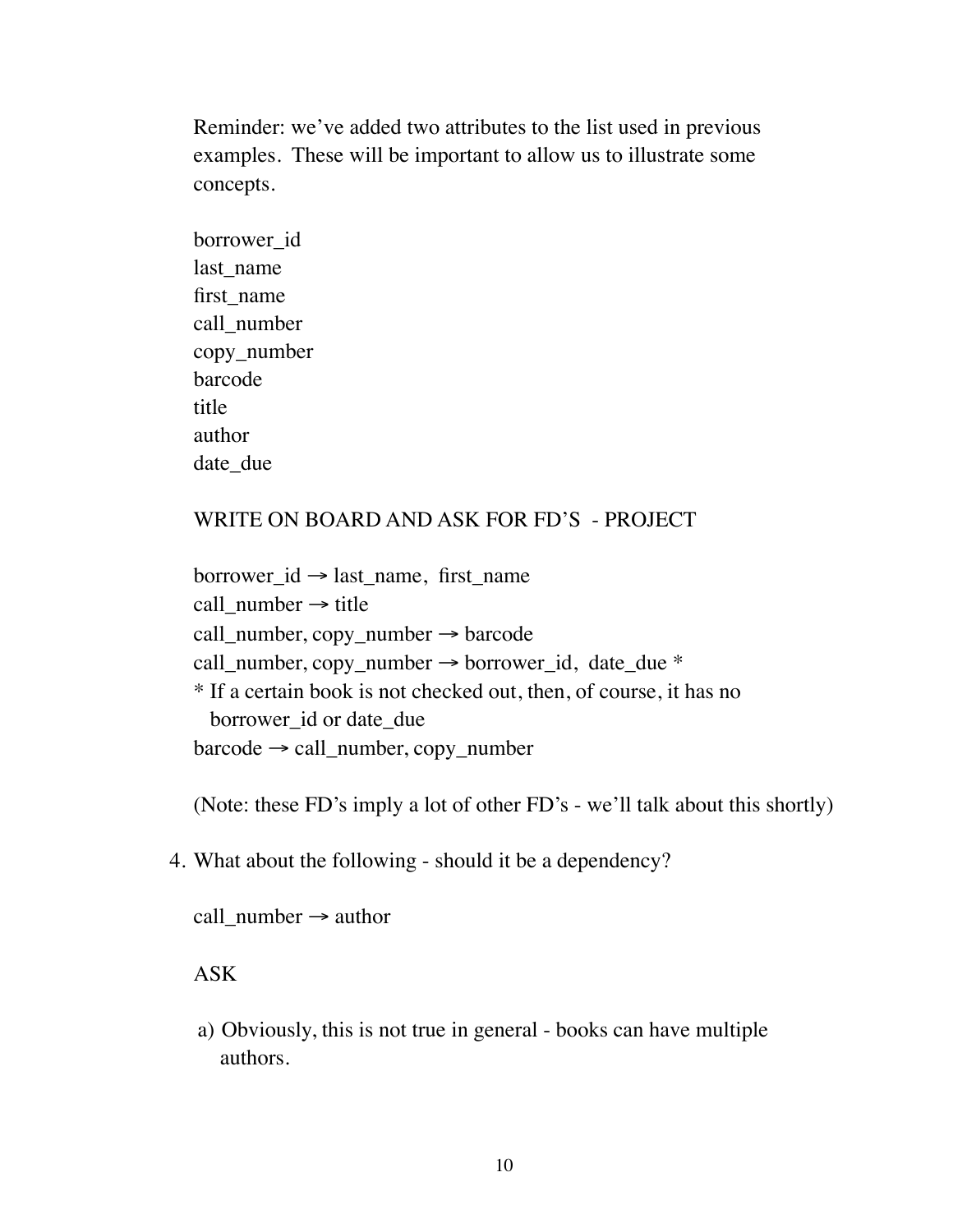Reminder: we've added two attributes to the list used in previous examples. These will be important to allow us to illustrate some concepts.

borrower_id
last_name
first_name
call_number
copy_number
barcode
title
author
date_due

WRITE ON BOARD AND ASK FOR FD'S - PROJECT

borrower_id → last_name, first_name
call_number → title
call_number, copy_number → barcode
call_number, copy_number → borrower_id, date_due *
* If a certain book is not checked out, then, of course, it has no borrower_id or date_due
barcode → call_number, copy_number

(Note: these FD's imply a lot of other FD's - we'll talk about this shortly)

4. What about the following - should it be a dependency?

   call_number → author

   ASK

   a) Obviously, this is not true in general - books can have multiple authors.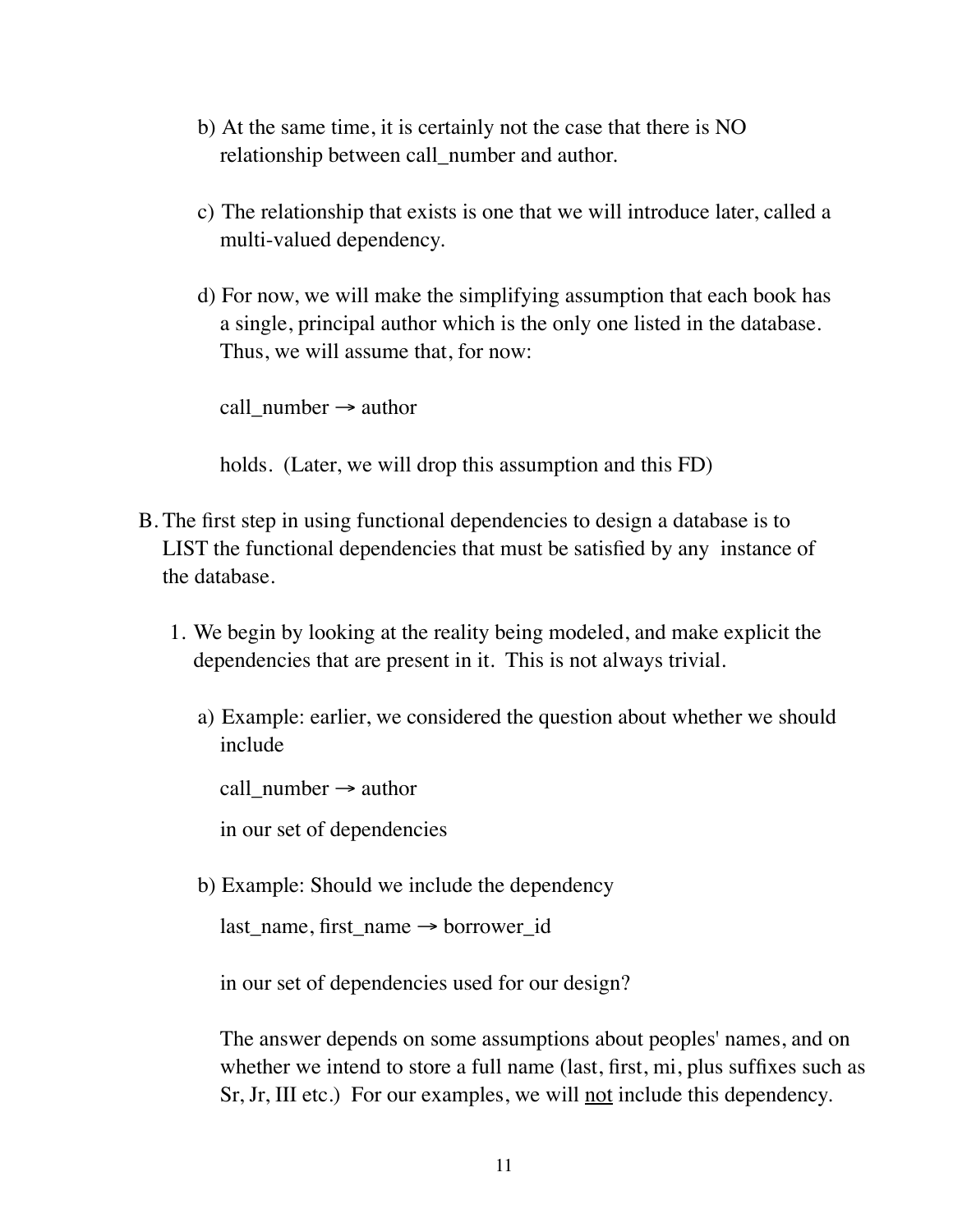b) At the same time, it is certainly not the case that there is NO relationship between call_number and author.

c) The relationship that exists is one that we will introduce later, called a multi-valued dependency.

d) For now, we will make the simplifying assumption that each book has a single, principal author which is the only one listed in the database. Thus, we will assume that, for now:

call_number → author

holds. (Later, we will drop this assumption and this FD)

B. The first step in using functional dependencies to design a database is to LIST the functional dependencies that must be satisfied by any instance of the database.

1. We begin by looking at the reality being modeled, and make explicit the dependencies that are present in it. This is not always trivial.

   a) Example: earlier, we considered the question about whether we should include

   call_number → author

   in our set of dependencies

   b) Example: Should we include the dependency

   last_name, first_name → borrower_id

   in our set of dependencies used for our design?

   The answer depends on some assumptions about peoples' names, and on whether we intend to store a full name (last, first, mi, plus suffixes such as Sr, Jr, III etc.) For our examples, we will <u>not</u> include this dependency.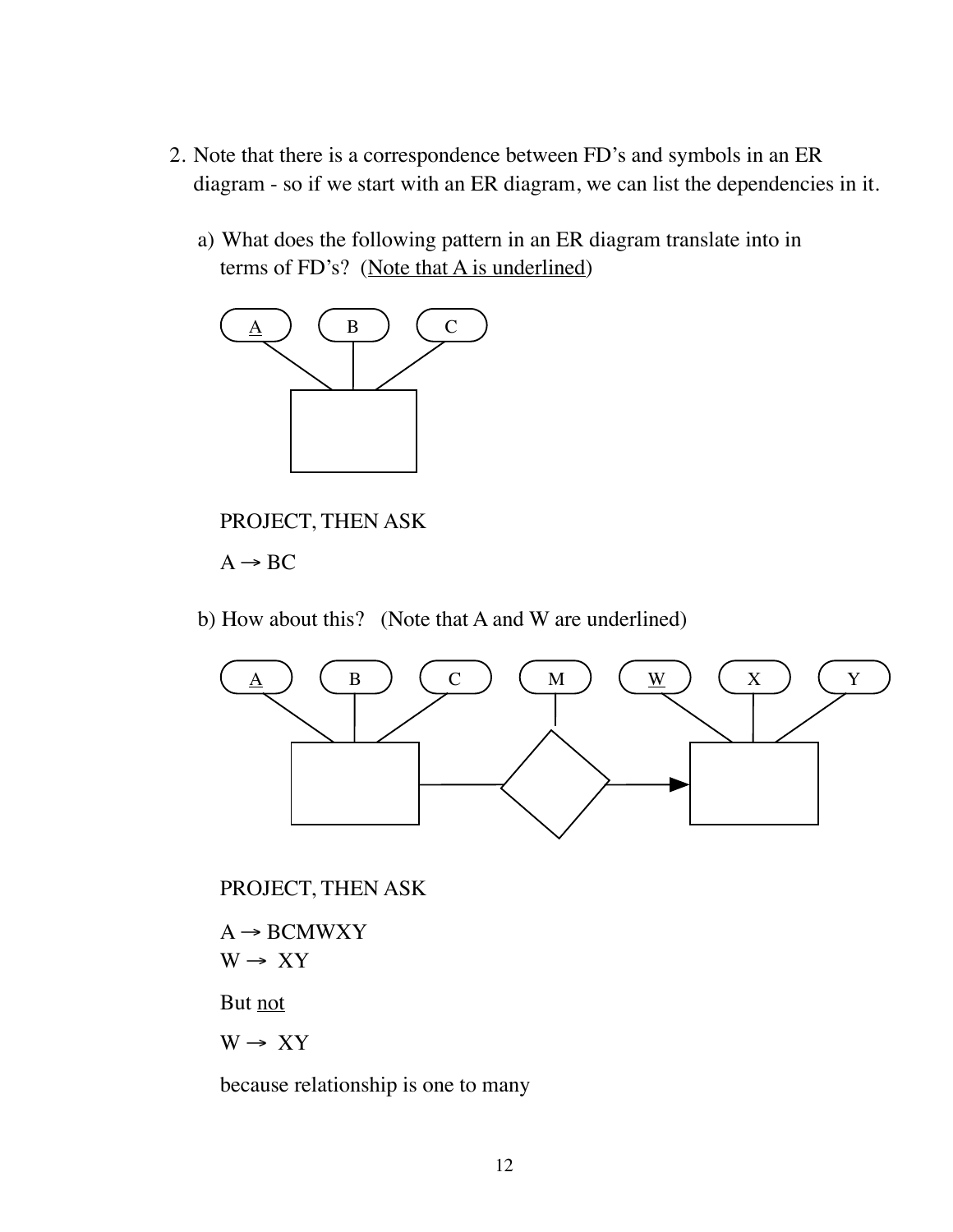2. Note that there is a correspondence between FD's and symbols in an ER diagram - so if we start with an ER diagram, we can list the dependencies in it.

   a) What does the following pattern in an ER diagram translate into in terms of FD's? (<u>Note that A is underlined</u>)

   <u>A</u>   B   C

   PROJECT, THEN ASK

   A → BC

   b) How about this? (Note that A and W are underlined)

   <u>A</u>   B   C   M   <u>W</u>   X   Y

   PROJECT, THEN ASK

   A → BCMWXY
   W → XY

   But <u>not</u>

   W → XY

   because relationship is one to many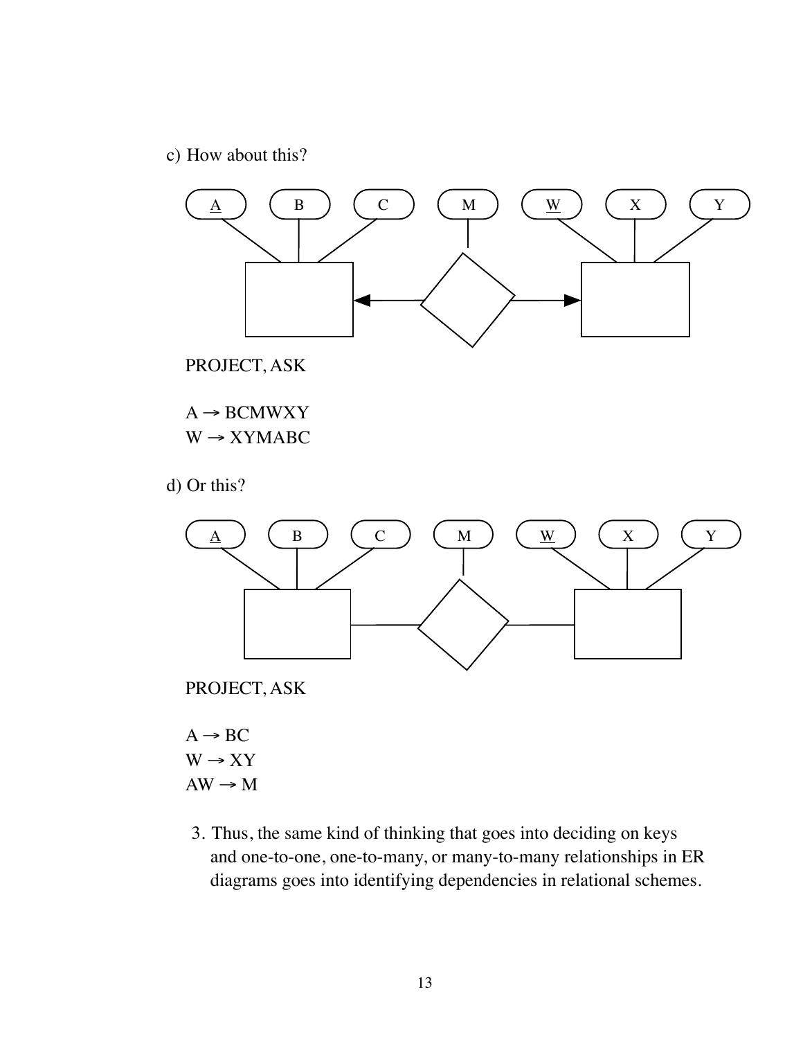c) How about this?

PROJECT, ASK

A → BCMWXY
W → XYMABC

d) Or this?

PROJECT, ASK

A → BC
W → XY
AW → M

3. Thus, the same kind of thinking that goes into deciding on keys and one-to-one, one-to-many, or many-to-many relationships in ER diagrams goes into identifying dependencies in relational schemes.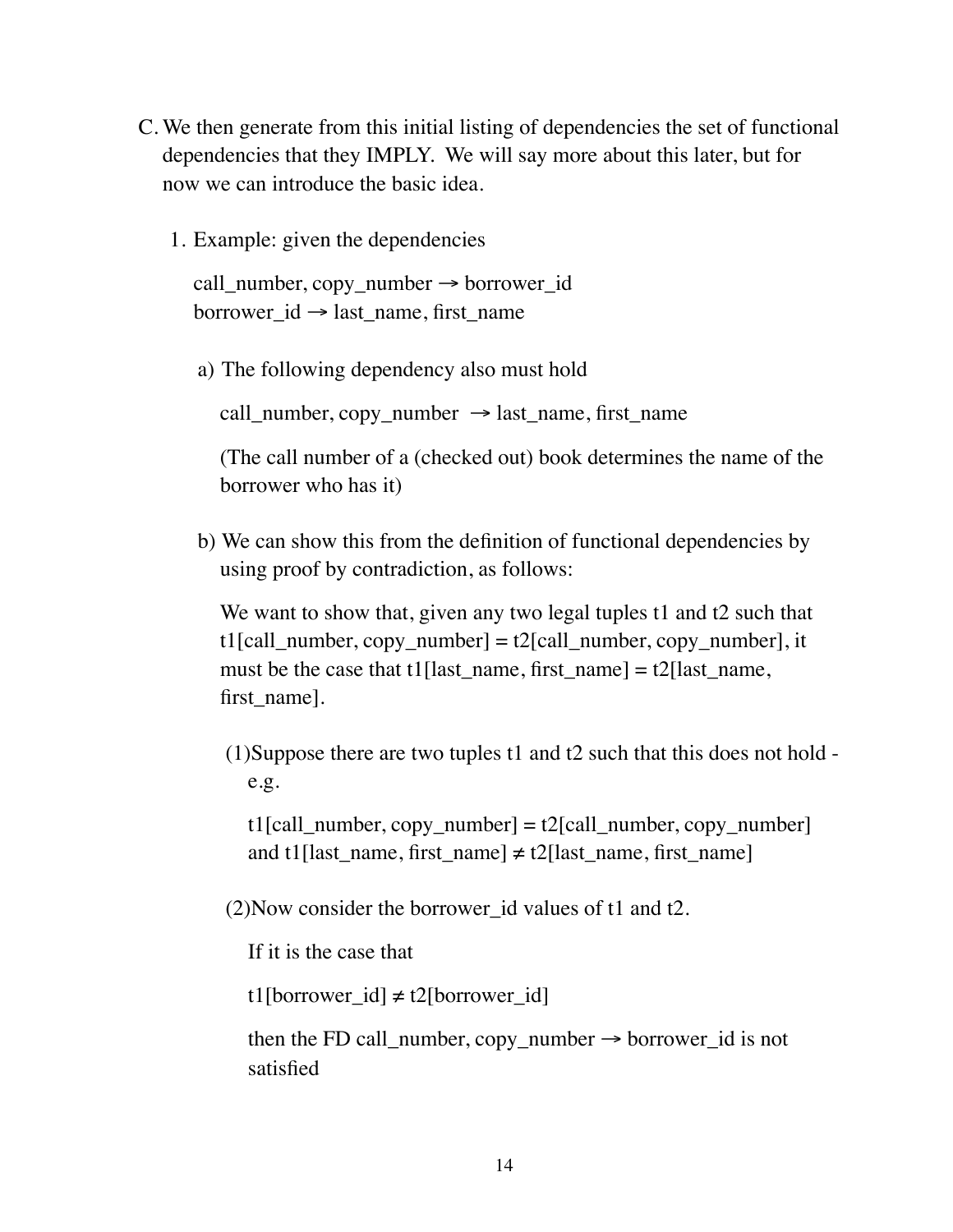C. We then generate from this initial listing of dependencies the set of functional dependencies that they IMPLY. We will say more about this later, but for now we can introduce the basic idea.

1. Example: given the dependencies

   call_number, copy_number → borrower_id
   borrower_id → last_name, first_name

   a) The following dependency also must hold

      call_number, copy_number → last_name, first_name

      (The call number of a (checked out) book determines the name of the borrower who has it)

   b) We can show this from the definition of functional dependencies by using proof by contradiction, as follows:

      We want to show that, given any two legal tuples t1 and t2 such that t1[call_number, copy_number] = t2[call_number, copy_number], it must be the case that t1[last_name, first_name] = t2[last_name, first_name].

      (1) Suppose there are two tuples t1 and t2 such that this does not hold - e.g.

         t1[call_number, copy_number] = t2[call_number, copy_number] and t1[last_name, first_name] ≠ t2[last_name, first_name]

      (2) Now consider the borrower_id values of t1 and t2.

         If it is the case that

         t1[borrower_id] ≠ t2[borrower_id]

         then the FD call_number, copy_number → borrower_id is not satisfied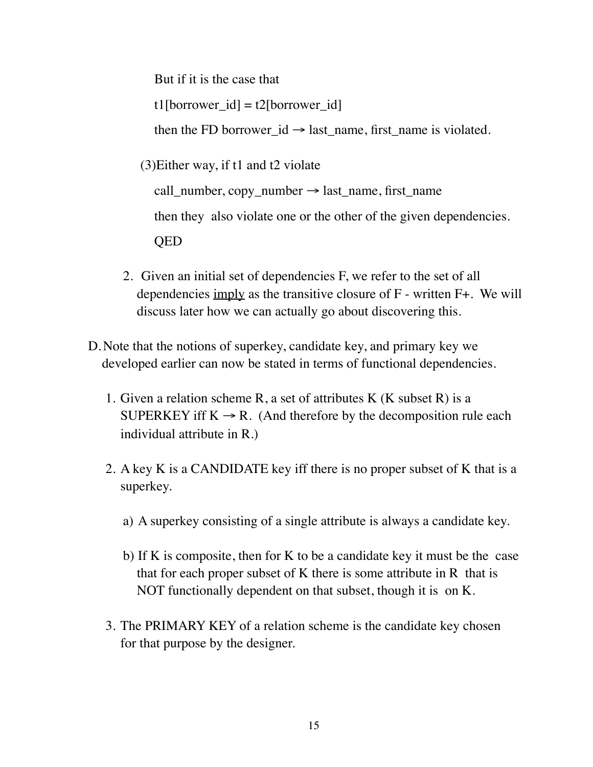But if it is the case that

t1[borrower_id] = t2[borrower_id]

then the FD borrower_id → last_name, first_name is violated.

(3)Either way, if t1 and t2 violate

call_number, copy_number → last_name, first_name

then they also violate one or the other of the given dependencies.

QED

2. Given an initial set of dependencies F, we refer to the set of all dependencies <u>imply</u> as the transitive closure of F - written F+. We will discuss later how we can actually go about discovering this.

D. Note that the notions of superkey, candidate key, and primary key we developed earlier can now be stated in terms of functional dependencies.

1. Given a relation scheme R, a set of attributes K (K subset R) is a SUPERKEY iff K → R. (And therefore by the decomposition rule each individual attribute in R.)

2. A key K is a CANDIDATE key iff there is no proper subset of K that is a superkey.

   a) A superkey consisting of a single attribute is always a candidate key.

   b) If K is composite, then for K to be a candidate key it must be the case that for each proper subset of K there is some attribute in R that is NOT functionally dependent on that subset, though it is on K.

3. The PRIMARY KEY of a relation scheme is the candidate key chosen for that purpose by the designer.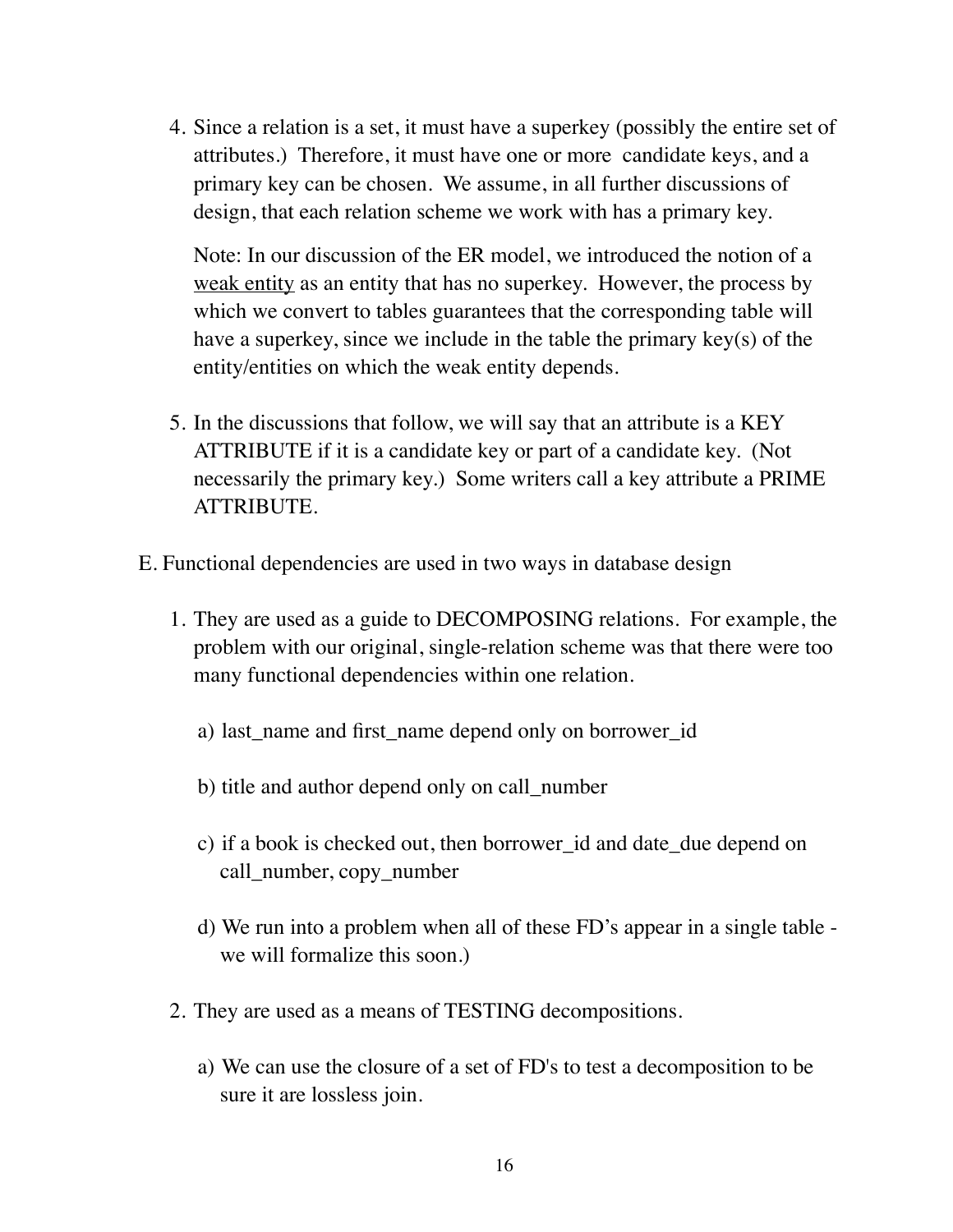4. Since a relation is a set, it must have a superkey (possibly the entire set of attributes.) Therefore, it must have one or more candidate keys, and a primary key can be chosen. We assume, in all further discussions of design, that each relation scheme we work with has a primary key.

   Note: In our discussion of the ER model, we introduced the notion of a <u>weak entity</u> as an entity that has no superkey. However, the process by which we convert to tables guarantees that the corresponding table will have a superkey, since we include in the table the primary key(s) of the entity/entities on which the weak entity depends.

5. In the discussions that follow, we will say that an attribute is a KEY ATTRIBUTE if it is a candidate key or part of a candidate key. (Not necessarily the primary key.) Some writers call a key attribute a PRIME ATTRIBUTE.

E. Functional dependencies are used in two ways in database design

1. They are used as a guide to DECOMPOSING relations. For example, the problem with our original, single-relation scheme was that there were too many functional dependencies within one relation.

   a) last_name and first_name depend only on borrower_id

   b) title and author depend only on call_number

   c) if a book is checked out, then borrower_id and date_due depend on call_number, copy_number

   d) We run into a problem when all of these FD's appear in a single table - we will formalize this soon.)

2. They are used as a means of TESTING decompositions.

   a) We can use the closure of a set of FD's to test a decomposition to be sure it are lossless join.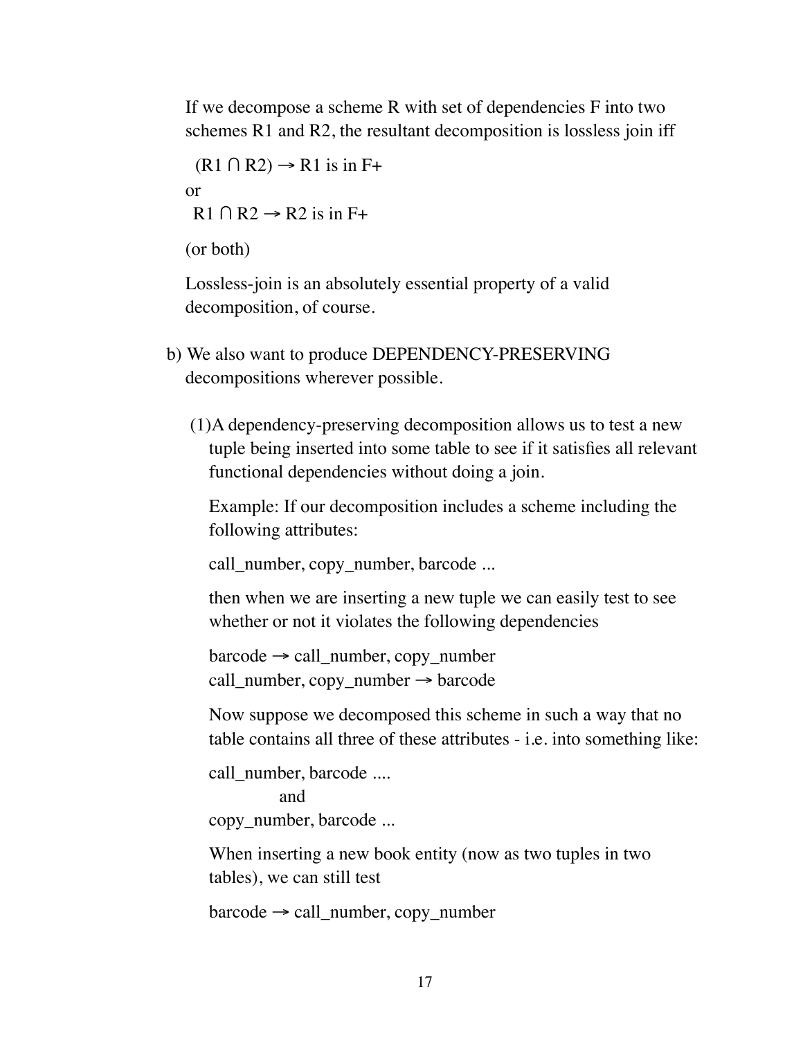If we decompose a scheme R with set of dependencies F into two schemes R1 and R2, the resultant decomposition is lossless join iff

(R1 ∩ R2) → R1 is in F+

or

R1 ∩ R2 → R2 is in F+

(or both)

Lossless-join is an absolutely essential property of a valid decomposition, of course.

b) We also want to produce DEPENDENCY-PRESERVING decompositions wherever possible.

(1) A dependency-preserving decomposition allows us to test a new tuple being inserted into some table to see if it satisfies all relevant functional dependencies without doing a join.

Example: If our decomposition includes a scheme including the following attributes:

call_number, copy_number, barcode ...

then when we are inserting a new tuple we can easily test to see whether or not it violates the following dependencies

barcode → call_number, copy_number
call_number, copy_number → barcode

Now suppose we decomposed this scheme in such a way that no table contains all three of these attributes - i.e. into something like:

call_number, barcode ....
and
copy_number, barcode ...

When inserting a new book entity (now as two tuples in two tables), we can still test

barcode → call_number, copy_number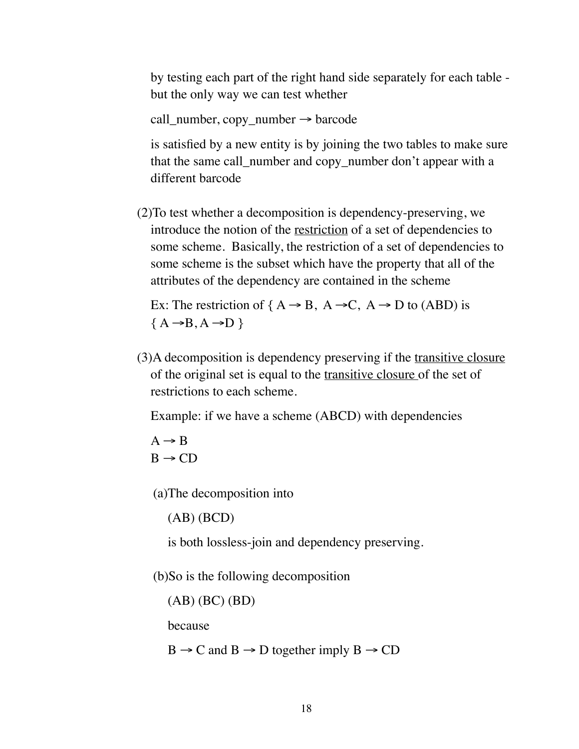by testing each part of the right hand side separately for each table - but the only way we can test whether

call_number, copy_number → barcode

is satisfied by a new entity is by joining the two tables to make sure that the same call_number and copy_number don't appear with a different barcode

(2) To test whether a decomposition is dependency-preserving, we introduce the notion of the <u>restriction</u> of a set of dependencies to some scheme. Basically, the restriction of a set of dependencies to some scheme is the subset which have the property that all of the attributes of the dependency are contained in the scheme

Ex: The restriction of { A → B, A →C, A → D to (ABD) is { A →B, A →D }

(3) A decomposition is dependency preserving if the <u>transitive closure</u> of the original set is equal to the <u>transitive closure</u> of the set of restrictions to each scheme.

Example: if we have a scheme (ABCD) with dependencies

A → B
B → CD

(a) The decomposition into

(AB) (BCD)

is both lossless-join and dependency preserving.

(b) So is the following decomposition

(AB) (BC) (BD)

because

B → C and B → D together imply B → CD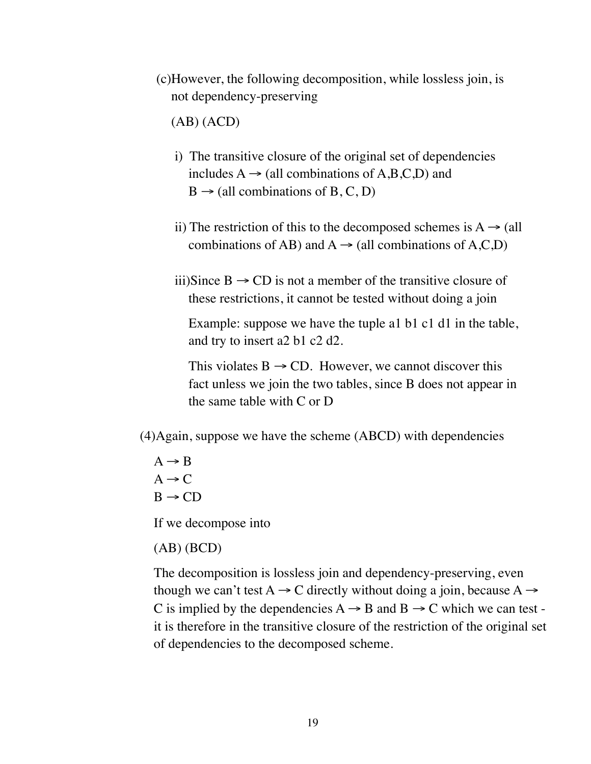(c) However, the following decomposition, while lossless join, is not dependency-preserving

(AB) (ACD)

i) The transitive closure of the original set of dependencies includes A → (all combinations of A,B,C,D) and B → (all combinations of B, C, D)

ii) The restriction of this to the decomposed schemes is A → (all combinations of AB) and A → (all combinations of A,C,D)

iii) Since B → CD is not a member of the transitive closure of these restrictions, it cannot be tested without doing a join

Example: suppose we have the tuple a1 b1 c1 d1 in the table, and try to insert a2 b1 c2 d2.

This violates B → CD. However, we cannot discover this fact unless we join the two tables, since B does not appear in the same table with C or D

(4) Again, suppose we have the scheme (ABCD) with dependencies

A → B
A → C
B → CD

If we decompose into

(AB) (BCD)

The decomposition is lossless join and dependency-preserving, even though we can't test A → C directly without doing a join, because A → C is implied by the dependencies A → B and B → C which we can test - it is therefore in the transitive closure of the restriction of the original set of dependencies to the decomposed scheme.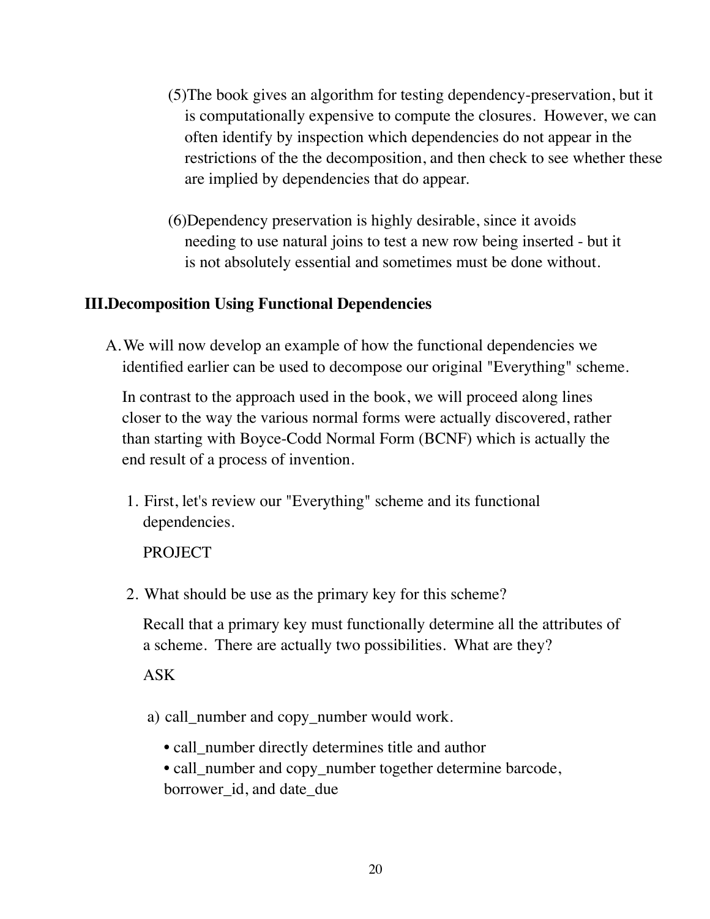(5)The book gives an algorithm for testing dependency-preservation, but it is computationally expensive to compute the closures. However, we can often identify by inspection which dependencies do not appear in the restrictions of the the decomposition, and then check to see whether these are implied by dependencies that do appear.

(6)Dependency preservation is highly desirable, since it avoids needing to use natural joins to test a new row being inserted - but it is not absolutely essential and sometimes must be done without.

## III.Decomposition Using Functional Dependencies

A. We will now develop an example of how the functional dependencies we identified earlier can be used to decompose our original "Everything" scheme.

In contrast to the approach used in the book, we will proceed along lines closer to the way the various normal forms were actually discovered, rather than starting with Boyce-Codd Normal Form (BCNF) which is actually the end result of a process of invention.

1. First, let's review our "Everything" scheme and its functional dependencies.

   PROJECT

2. What should be use as the primary key for this scheme?

   Recall that a primary key must functionally determine all the attributes of a scheme. There are actually two possibilities. What are they?

   ASK

   a) call_number and copy_number would work.

      • call_number directly determines title and author
      • call_number and copy_number together determine barcode, borrower_id, and date_due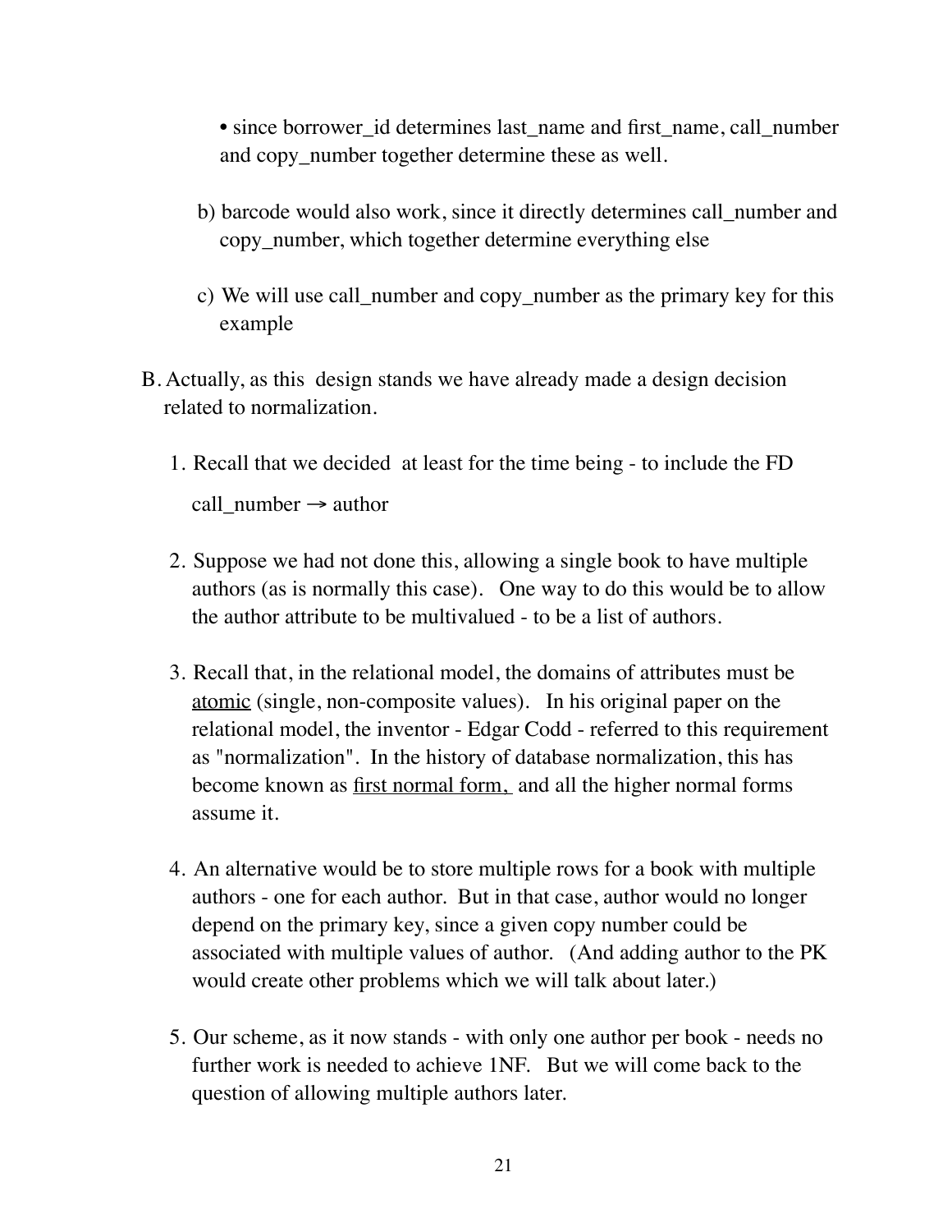• since borrower_id determines last_name and first_name, call_number and copy_number together determine these as well.

b) barcode would also work, since it directly determines call_number and copy_number, which together determine everything else

c) We will use call_number and copy_number as the primary key for this example

B. Actually, as this design stands we have already made a design decision related to normalization.

1. Recall that we decided at least for the time being - to include the FD

   call_number → author

2. Suppose we had not done this, allowing a single book to have multiple authors (as is normally this case). One way to do this would be to allow the author attribute to be multivalued - to be a list of authors.

3. Recall that, in the relational model, the domains of attributes must be <u>atomic</u> (single, non-composite values). In his original paper on the relational model, the inventor - Edgar Codd - referred to this requirement as "normalization". In the history of database normalization, this has become known as <u>first normal form,</u> and all the higher normal forms assume it.

4. An alternative would be to store multiple rows for a book with multiple authors - one for each author. But in that case, author would no longer depend on the primary key, since a given copy number could be associated with multiple values of author. (And adding author to the PK would create other problems which we will talk about later.)

5. Our scheme, as it now stands - with only one author per book - needs no further work is needed to achieve 1NF. But we will come back to the question of allowing multiple authors later.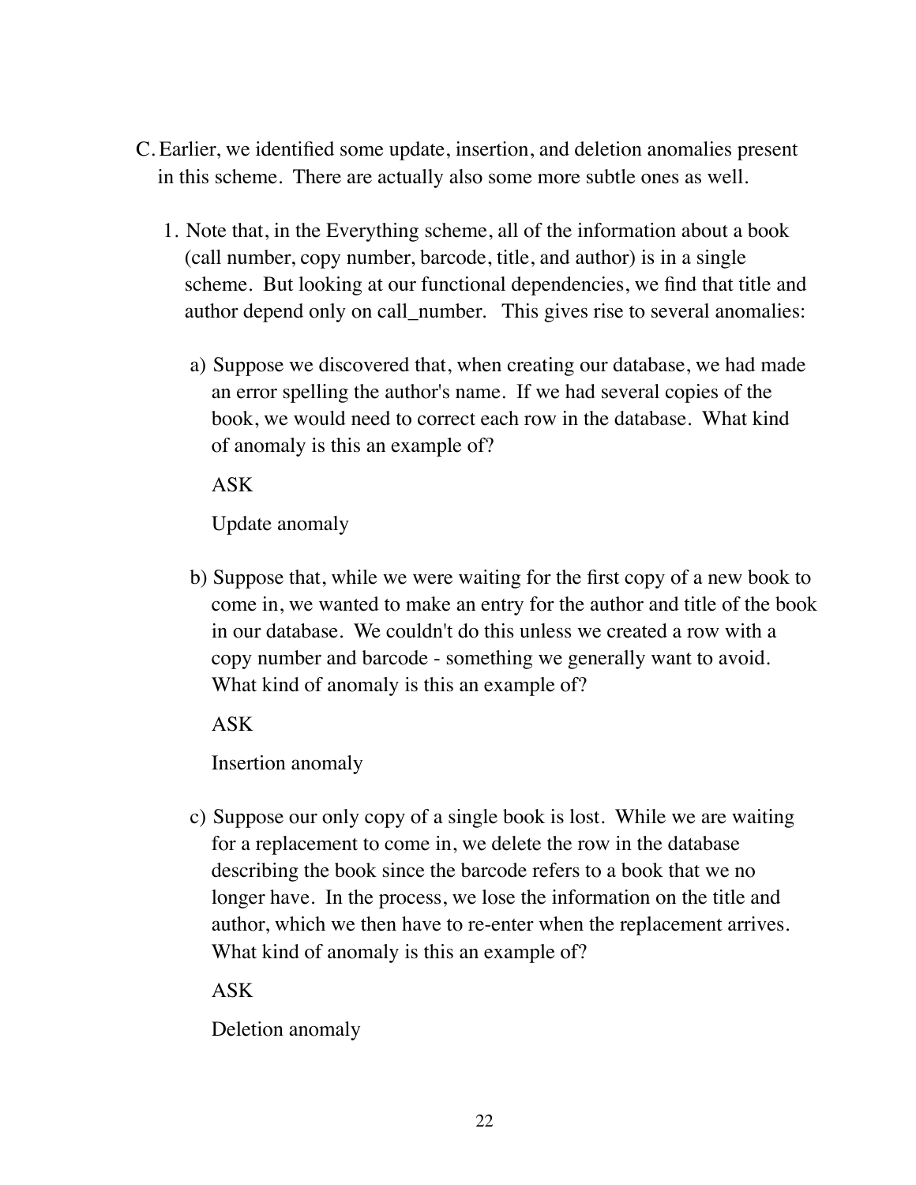C. Earlier, we identified some update, insertion, and deletion anomalies present in this scheme. There are actually also some more subtle ones as well.

1. Note that, in the Everything scheme, all of the information about a book (call number, copy number, barcode, title, and author) is in a single scheme. But looking at our functional dependencies, we find that title and author depend only on call_number. This gives rise to several anomalies:

   a) Suppose we discovered that, when creating our database, we had made an error spelling the author's name. If we had several copies of the book, we would need to correct each row in the database. What kind of anomaly is this an example of?

      ASK

      Update anomaly

   b) Suppose that, while we were waiting for the first copy of a new book to come in, we wanted to make an entry for the author and title of the book in our database. We couldn't do this unless we created a row with a copy number and barcode - something we generally want to avoid. What kind of anomaly is this an example of?

      ASK

      Insertion anomaly

   c) Suppose our only copy of a single book is lost. While we are waiting for a replacement to come in, we delete the row in the database describing the book since the barcode refers to a book that we no longer have. In the process, we lose the information on the title and author, which we then have to re-enter when the replacement arrives. What kind of anomaly is this an example of?

      ASK

      Deletion anomaly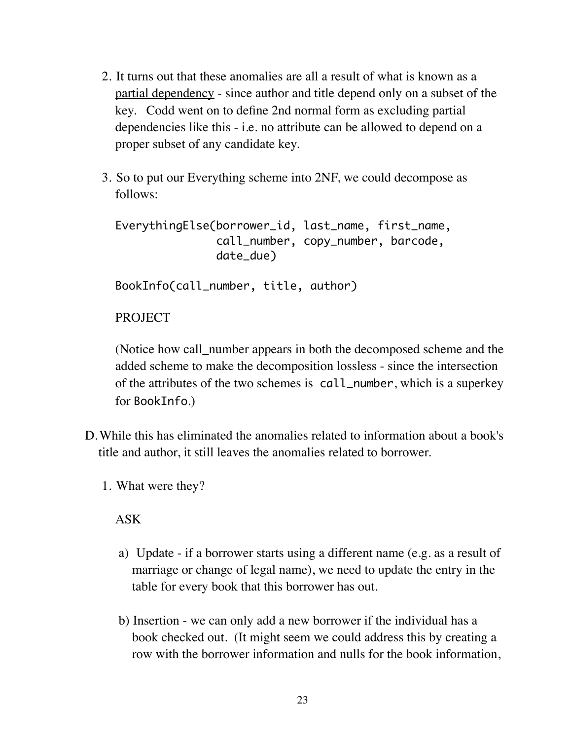2. It turns out that these anomalies are all a result of what is known as a <u>partial dependency</u> - since author and title depend only on a subset of the key. Codd went on to define 2nd normal form as excluding partial dependencies like this - i.e. no attribute can be allowed to depend on a proper subset of any candidate key.

3. So to put our Everything scheme into 2NF, we could decompose as follows:

```
EverythingElse(borrower_id, last_name, first_name,
               call_number, copy_number, barcode,
               date_due)

BookInfo(call_number, title, author)
```

   PROJECT

   (Notice how call_number appears in both the decomposed scheme and the added scheme to make the decomposition lossless - since the intersection of the attributes of the two schemes is `call_number`, which is a superkey for `BookInfo`.)

D. While this has eliminated the anomalies related to information about a book's title and author, it still leaves the anomalies related to borrower.

1. What were they?

   ASK

   a) Update - if a borrower starts using a different name (e.g. as a result of marriage or change of legal name), we need to update the entry in the table for every book that this borrower has out.

   b) Insertion - we can only add a new borrower if the individual has a book checked out. (It might seem we could address this by creating a row with the borrower information and nulls for the book information,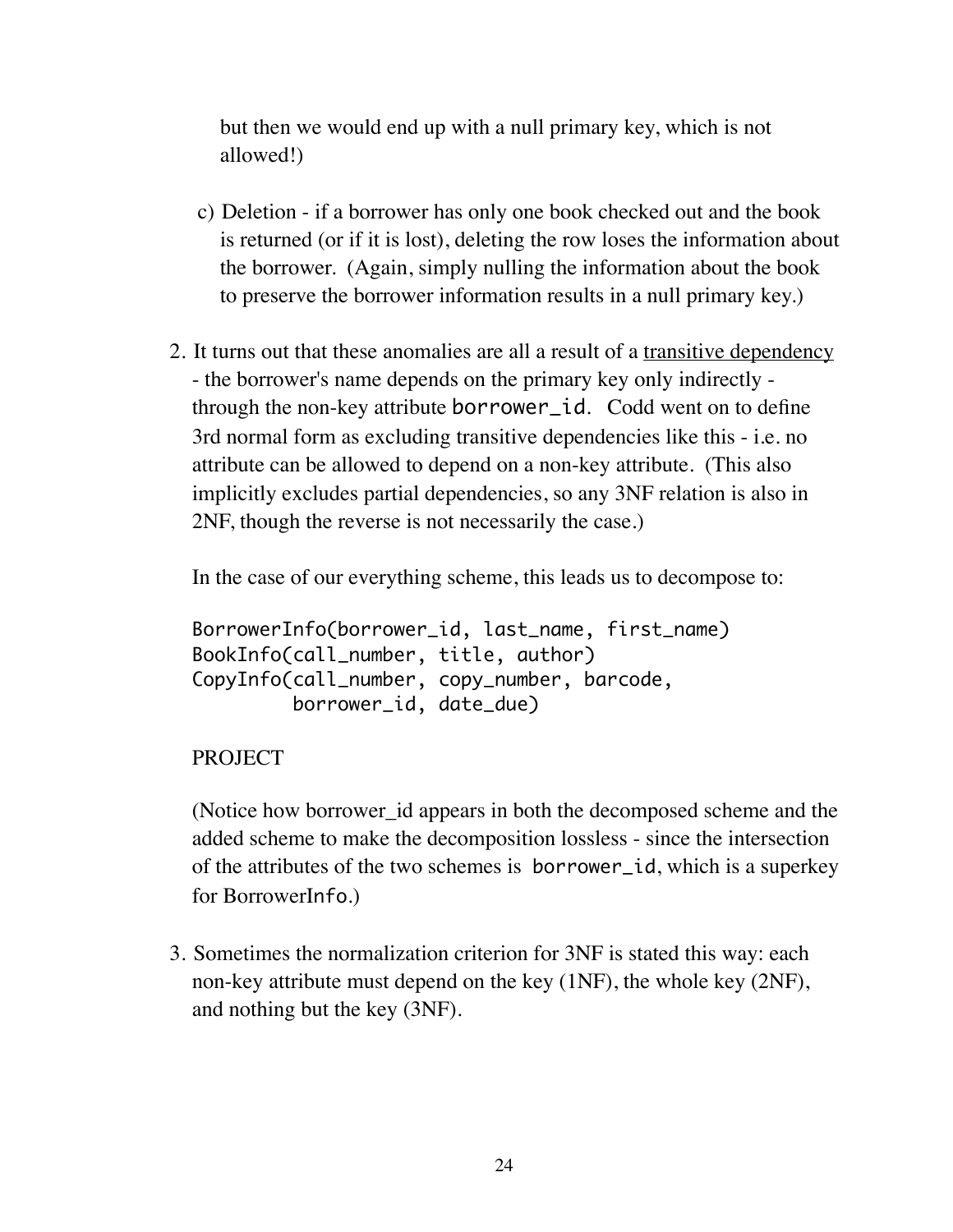but then we would end up with a null primary key, which is not allowed!)

c) Deletion - if a borrower has only one book checked out and the book is returned (or if it is lost), deleting the row loses the information about the borrower. (Again, simply nulling the information about the book to preserve the borrower information results in a null primary key.)

2. It turns out that these anomalies are all a result of a <u>transitive dependency</u> - the borrower's name depends on the primary key only indirectly - through the non-key attribute `borrower_id`. Codd went on to define 3rd normal form as excluding transitive dependencies like this - i.e. no attribute can be allowed to depend on a non-key attribute. (This also implicitly excludes partial dependencies, so any 3NF relation is also in 2NF, though the reverse is not necessarily the case.)

   In the case of our everything scheme, this leads us to decompose to:

   ```
   BorrowerInfo(borrower_id, last_name, first_name)
   BookInfo(call_number, title, author)
   CopyInfo(call_number, copy_number, barcode,
            borrower_id, date_due)
   ```

   PROJECT

   (Notice how borrower_id appears in both the decomposed scheme and the added scheme to make the decomposition lossless - since the intersection of the attributes of the two schemes is `borrower_id`, which is a superkey for `BorrowerInfo`.)

3. Sometimes the normalization criterion for 3NF is stated this way: each non-key attribute must depend on the key (1NF), the whole key (2NF), and nothing but the key (3NF).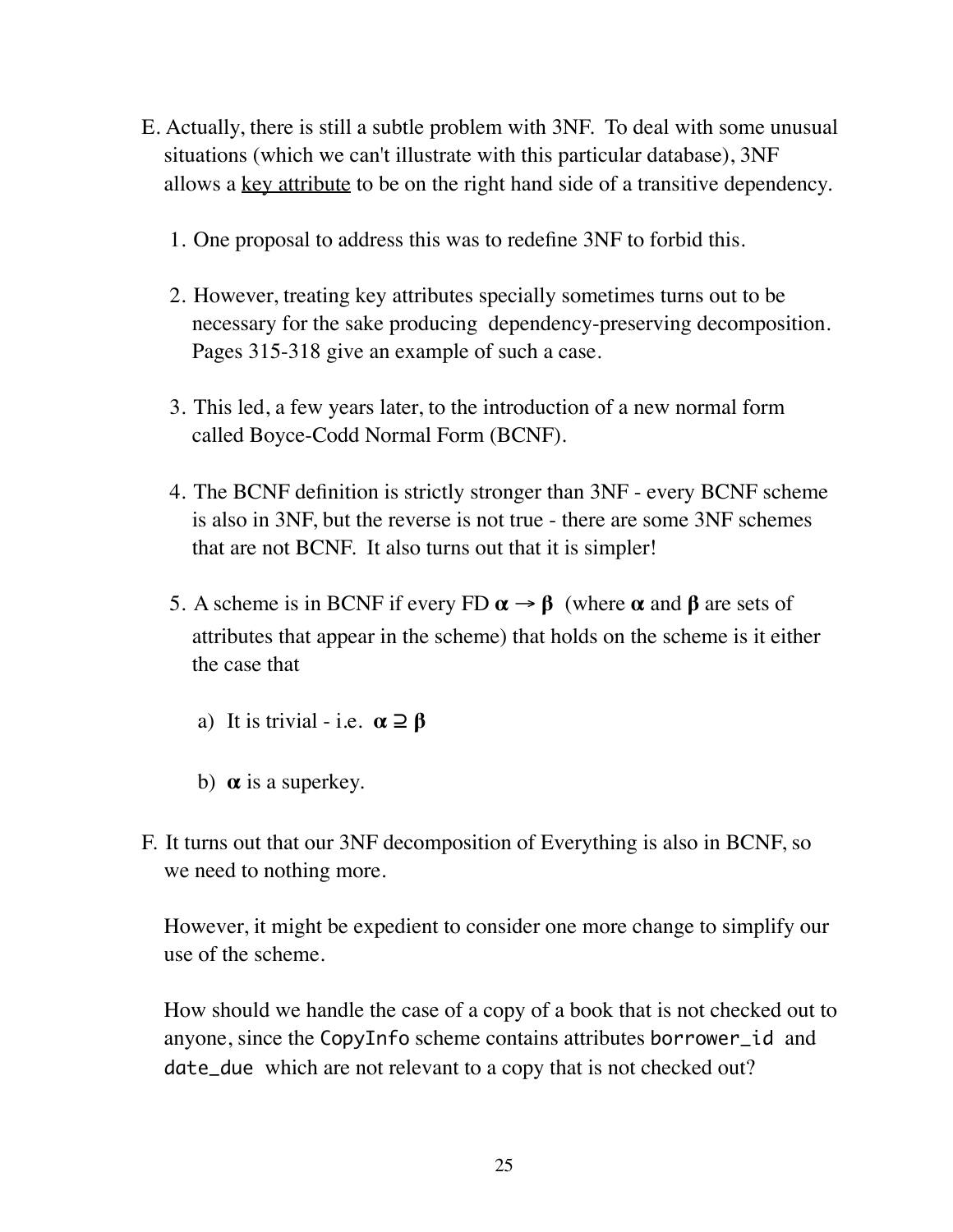E. Actually, there is still a subtle problem with 3NF. To deal with some unusual situations (which we can't illustrate with this particular database), 3NF allows a <u>key attribute</u> to be on the right hand side of a transitive dependency.

1. One proposal to address this was to redefine 3NF to forbid this.

2. However, treating key attributes specially sometimes turns out to be necessary for the sake producing dependency-preserving decomposition. Pages 315-318 give an example of such a case.

3. This led, a few years later, to the introduction of a new normal form called Boyce-Codd Normal Form (BCNF).

4. The BCNF definition is strictly stronger than 3NF - every BCNF scheme is also in 3NF, but the reverse is not true - there are some 3NF schemes that are not BCNF. It also turns out that it is simpler!

5. A scheme is in BCNF if every FD $\boldsymbol{\alpha} \rightarrow \boldsymbol{\beta}$ (where $\boldsymbol{\alpha}$ and $\boldsymbol{\beta}$ are sets of attributes that appear in the scheme) that holds on the scheme is it either the case that

   a) It is trivial - i.e. $\boldsymbol{\alpha} \supseteq \boldsymbol{\beta}$

   b) $\boldsymbol{\alpha}$ is a superkey.

F. It turns out that our 3NF decomposition of Everything is also in BCNF, so we need to nothing more.

However, it might be expedient to consider one more change to simplify our use of the scheme.

How should we handle the case of a copy of a book that is not checked out to anyone, since the `CopyInfo` scheme contains attributes `borrower_id` and `date_due` which are not relevant to a copy that is not checked out?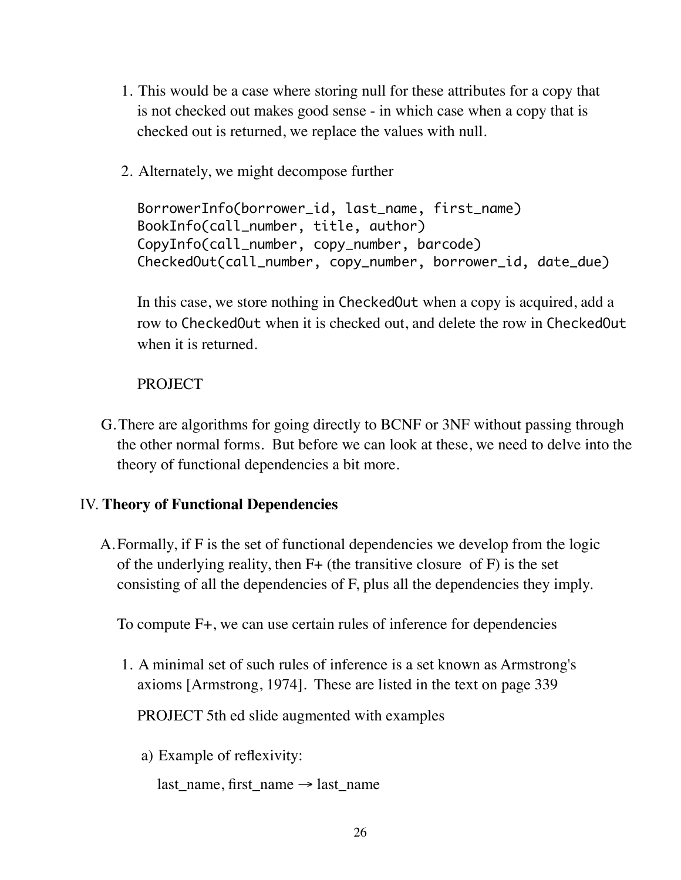1. This would be a case where storing null for these attributes for a copy that is not checked out makes good sense - in which case when a copy that is checked out is returned, we replace the values with null.

2. Alternately, we might decompose further

   ```
   BorrowerInfo(borrower_id, last_name, first_name)
   BookInfo(call_number, title, author)
   CopyInfo(call_number, copy_number, barcode)
   CheckedOut(call_number, copy_number, borrower_id, date_due)
   ```

   In this case, we store nothing in CheckedOut when a copy is acquired, add a row to CheckedOut when it is checked out, and delete the row in CheckedOut when it is returned.

   PROJECT

G. There are algorithms for going directly to BCNF or 3NF without passing through the other normal forms. But before we can look at these, we need to delve into the theory of functional dependencies a bit more.

## IV. **Theory of Functional Dependencies**

A. Formally, if F is the set of functional dependencies we develop from the logic of the underlying reality, then F+ (the transitive closure of F) is the set consisting of all the dependencies of F, plus all the dependencies they imply.

   To compute F+, we can use certain rules of inference for dependencies

   1. A minimal set of such rules of inference is a set known as Armstrong's axioms [Armstrong, 1974]. These are listed in the text on page 339

      PROJECT 5th ed slide augmented with examples

      a) Example of reflexivity:

         last_name, first_name → last_name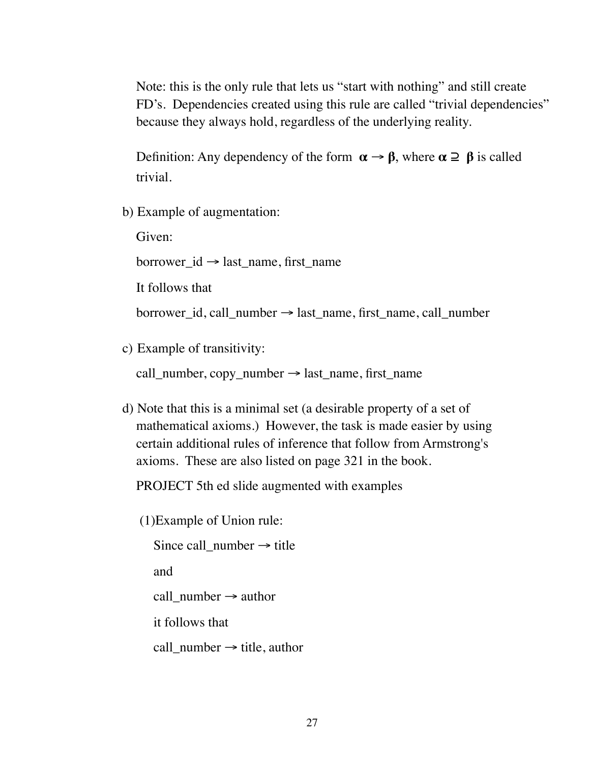Note: this is the only rule that lets us "start with nothing" and still create FD's. Dependencies created using this rule are called "trivial dependencies" because they always hold, regardless of the underlying reality.

Definition: Any dependency of the form $\boldsymbol{\alpha} \rightarrow \boldsymbol{\beta}$, where $\boldsymbol{\alpha} \supseteq \boldsymbol{\beta}$ is called trivial.

b) Example of augmentation:

Given:

borrower_id → last_name, first_name

It follows that

borrower_id, call_number → last_name, first_name, call_number

c) Example of transitivity:

call_number, copy_number → last_name, first_name

d) Note that this is a minimal set (a desirable property of a set of mathematical axioms.) However, the task is made easier by using certain additional rules of inference that follow from Armstrong's axioms. These are also listed on page 321 in the book.

PROJECT 5th ed slide augmented with examples

(1)Example of Union rule:

Since call_number → title

and

call_number → author

it follows that

call_number → title, author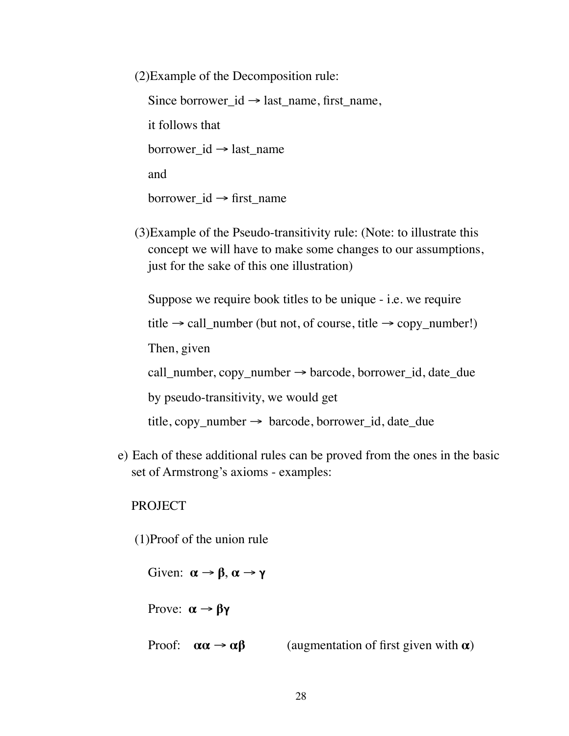(2)Example of the Decomposition rule:

Since borrower_id → last_name, first_name,

it follows that

borrower_id → last_name

and

borrower_id → first_name

(3)Example of the Pseudo-transitivity rule: (Note: to illustrate this concept we will have to make some changes to our assumptions, just for the sake of this one illustration)

Suppose we require book titles to be unique - i.e. we require

title → call_number (but not, of course, title → copy_number!)

Then, given

call_number, copy_number → barcode, borrower_id, date_due

by pseudo-transitivity, we would get

title, copy_number → barcode, borrower_id, date_due

e) Each of these additional rules can be proved from the ones in the basic set of Armstrong's axioms - examples:

PROJECT

(1)Proof of the union rule

Given: $\boldsymbol{\alpha} \rightarrow \boldsymbol{\beta}$, $\boldsymbol{\alpha} \rightarrow \boldsymbol{\gamma}$

Prove: $\boldsymbol{\alpha} \rightarrow \boldsymbol{\beta\gamma}$

Proof: $\boldsymbol{\alpha\alpha} \rightarrow \boldsymbol{\alpha\beta}$ (augmentation of first given with $\boldsymbol{\alpha}$)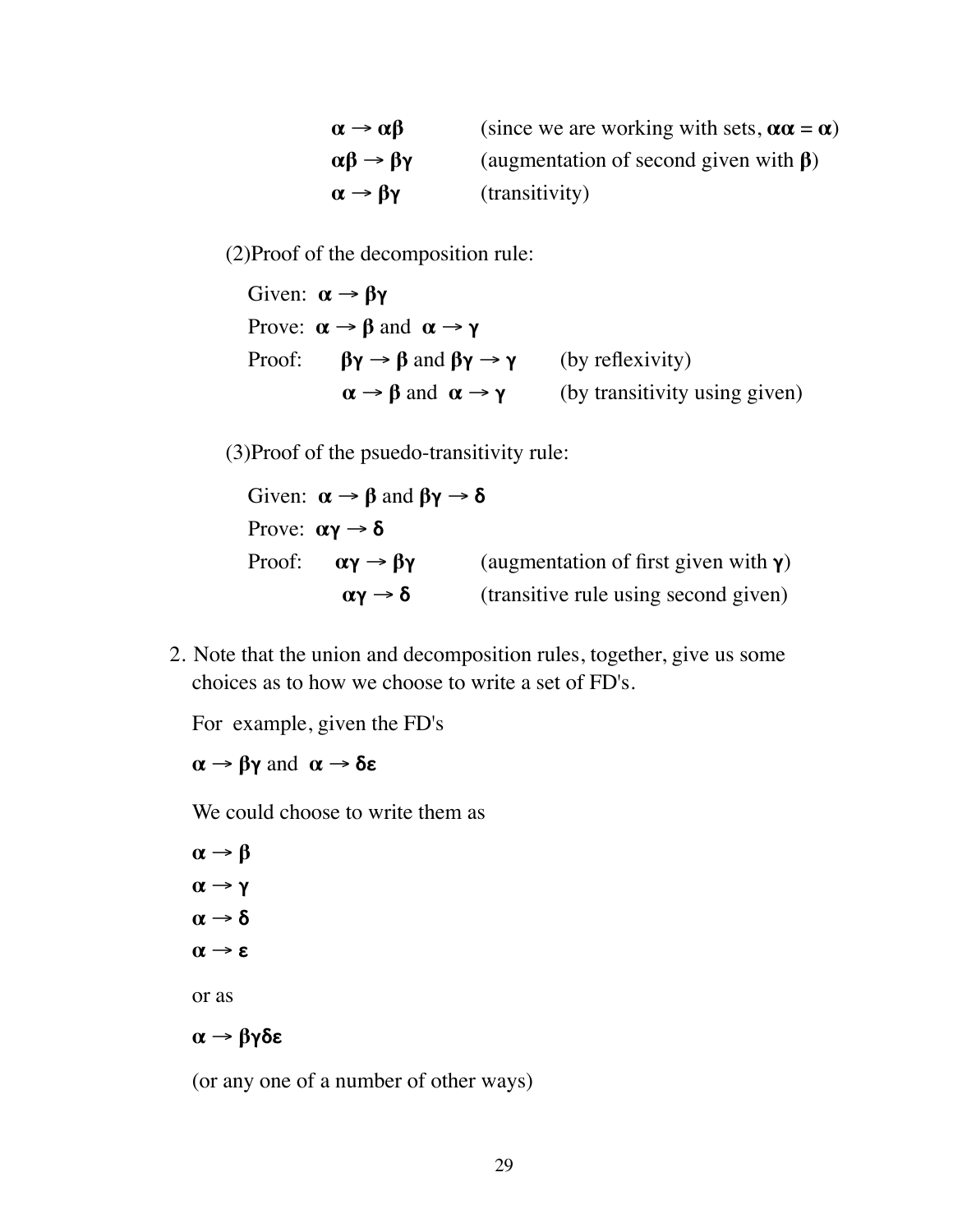$\alpha \rightarrow \alpha\beta$ (since we are working with sets, $\alpha\alpha = \alpha$)

$\alpha\beta \rightarrow \beta\gamma$ (augmentation of second given with $\beta$)

$\alpha \rightarrow \beta\gamma$ (transitivity)

(2)Proof of the decomposition rule:

Given: $\alpha \rightarrow \beta\gamma$

Prove: $\alpha \rightarrow \beta$ and $\alpha \rightarrow \gamma$

Proof: $\beta\gamma \rightarrow \beta$ and $\beta\gamma \rightarrow \gamma$ (by reflexivity)

$\alpha \rightarrow \beta$ and $\alpha \rightarrow \gamma$ (by transitivity using given)

(3)Proof of the psuedo-transitivity rule:

Given: $\alpha \rightarrow \beta$ and $\beta\gamma \rightarrow \delta$

Prove: $\alpha\gamma \rightarrow \delta$

Proof: $\alpha\gamma \rightarrow \beta\gamma$ (augmentation of first given with $\gamma$)

$\alpha\gamma \rightarrow \delta$ (transitive rule using second given)

2. Note that the union and decomposition rules, together, give us some choices as to how we choose to write a set of FD's.

   For example, given the FD's

   $\alpha \rightarrow \beta\gamma$ and $\alpha \rightarrow \delta\varepsilon$

   We could choose to write them as

   $\alpha \rightarrow \beta$

   $\alpha \rightarrow \gamma$

   $\alpha \rightarrow \delta$

   $\alpha \rightarrow \varepsilon$

   or as

   $\alpha \rightarrow \beta\gamma\delta\varepsilon$

   (or any one of a number of other ways)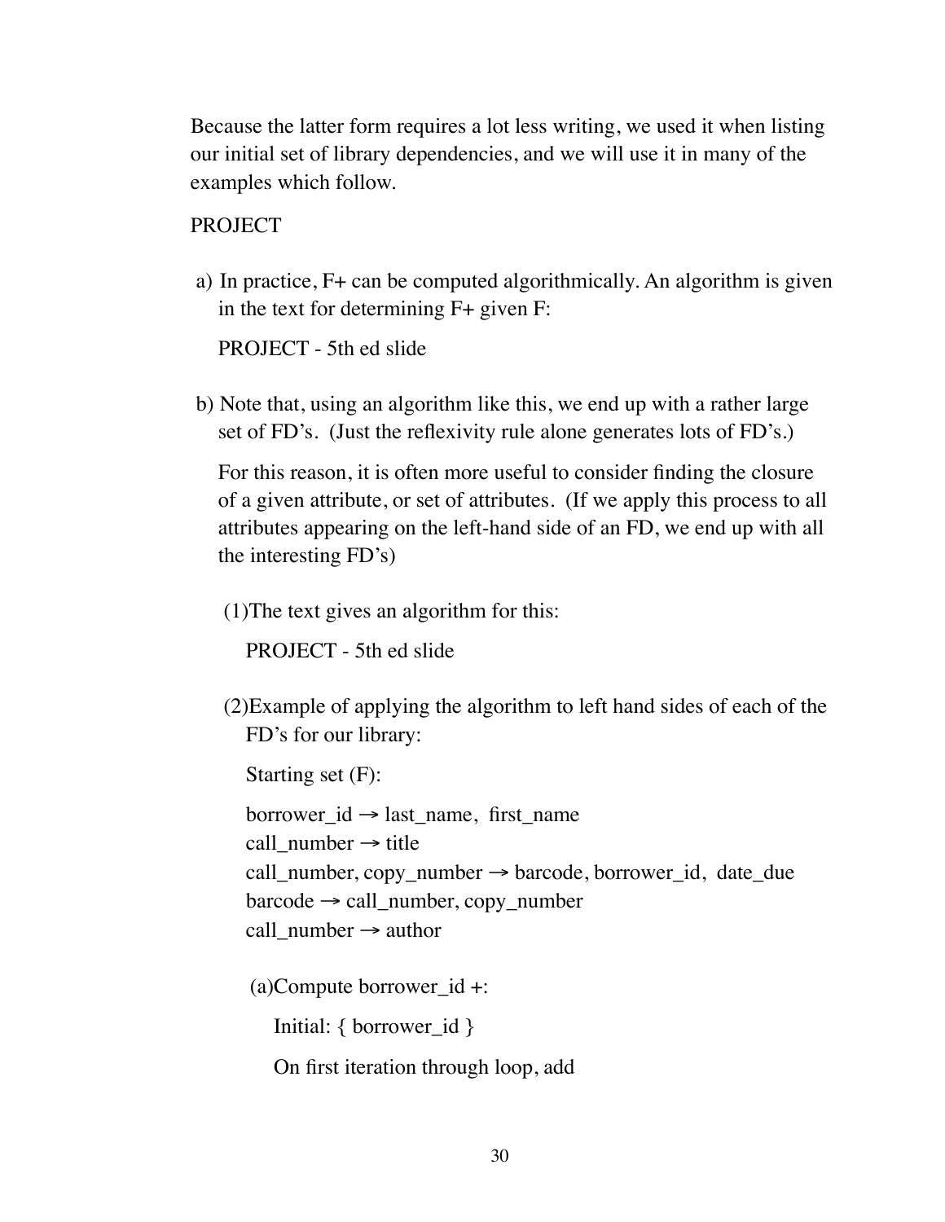Because the latter form requires a lot less writing, we used it when listing our initial set of library dependencies, and we will use it in many of the examples which follow.

PROJECT

a) In practice, F+ can be computed algorithmically. An algorithm is given in the text for determining F+ given F:

   PROJECT - 5th ed slide

b) Note that, using an algorithm like this, we end up with a rather large set of FD's. (Just the reflexivity rule alone generates lots of FD's.)

   For this reason, it is often more useful to consider finding the closure of a given attribute, or set of attributes. (If we apply this process to all attributes appearing on the left-hand side of an FD, we end up with all the interesting FD's)

   (1) The text gives an algorithm for this:

      PROJECT - 5th ed slide

   (2) Example of applying the algorithm to left hand sides of each of the FD's for our library:

      Starting set (F):

      borrower_id → last_name, first_name
      call_number → title
      call_number, copy_number → barcode, borrower_id, date_due
      barcode → call_number, copy_number
      call_number → author

      (a) Compute borrower_id +:

         Initial: { borrower_id }

         On first iteration through loop, add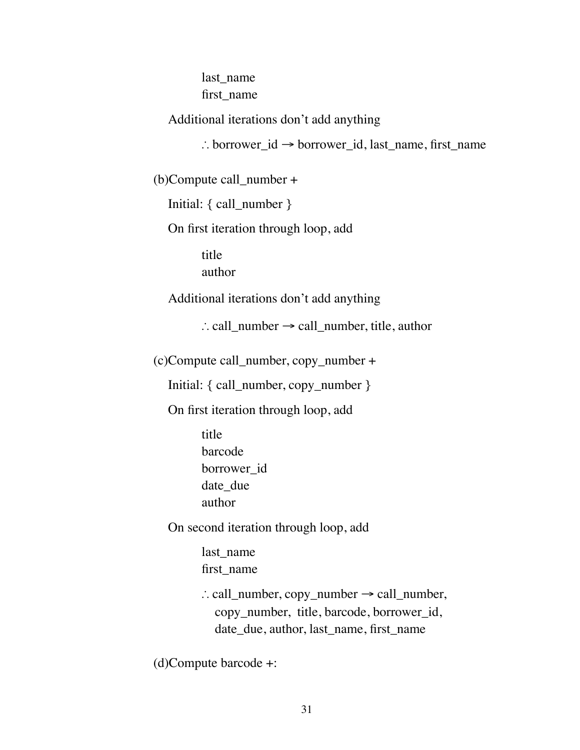last_name
first_name

Additional iterations don't add anything

∴ borrower_id → borrower_id, last_name, first_name

(b)Compute call_number +

Initial: { call_number }

On first iteration through loop, add

title
author

Additional iterations don't add anything

∴ call_number → call_number, title, author

(c)Compute call_number, copy_number +

Initial: { call_number, copy_number }

On first iteration through loop, add

title
barcode
borrower_id
date_due
author

On second iteration through loop, add

last_name
first_name

∴ call_number, copy_number → call_number, copy_number, title, barcode, borrower_id, date_due, author, last_name, first_name

(d)Compute barcode +: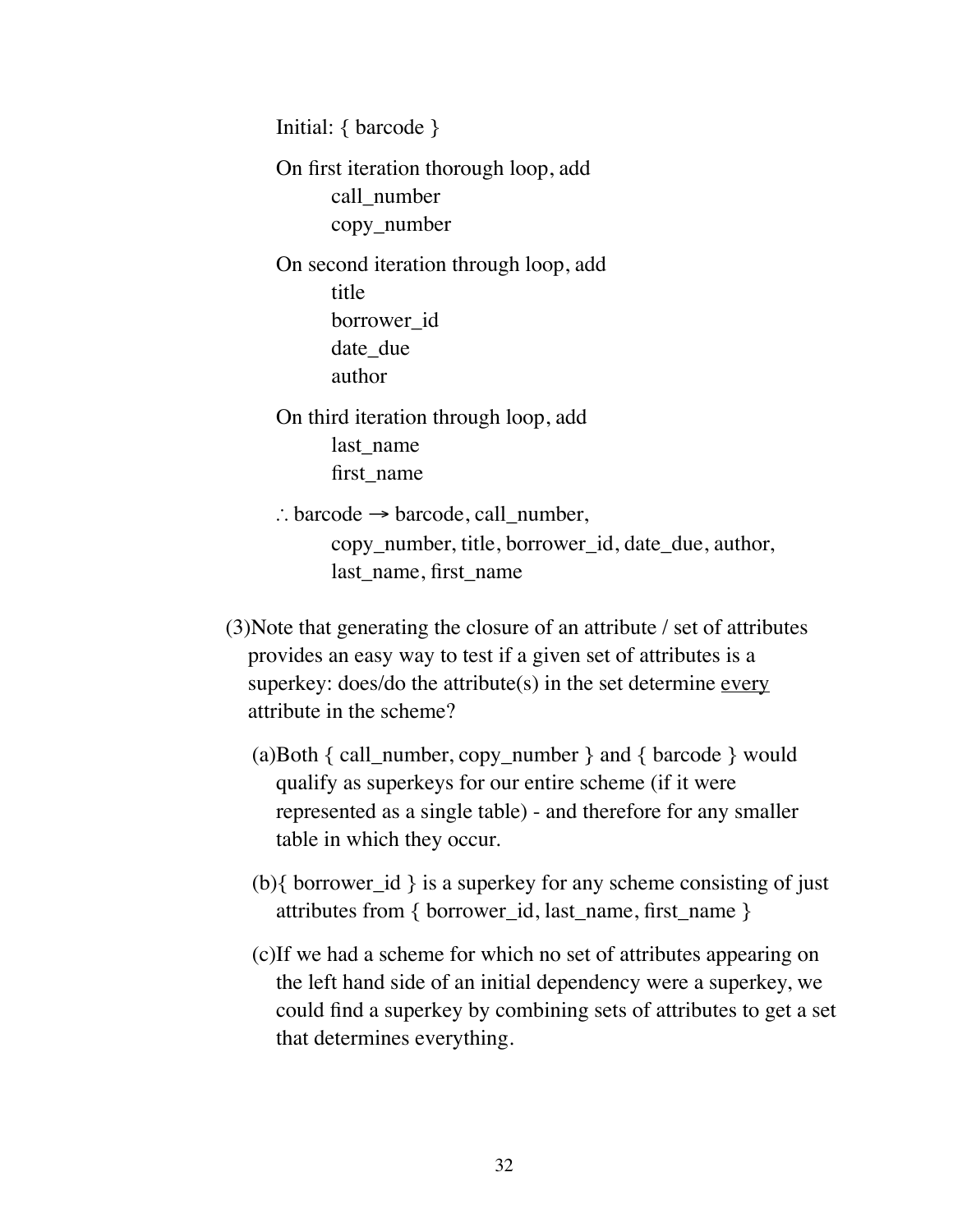Initial: { barcode }

On first iteration thorough loop, add
  call_number
  copy_number

On second iteration through loop, add
  title
  borrower_id
  date_due
  author

On third iteration through loop, add
  last_name
  first_name

∴ barcode → barcode, call_number, copy_number, title, borrower_id, date_due, author, last_name, first_name

(3) Note that generating the closure of an attribute / set of attributes provides an easy way to test if a given set of attributes is a superkey: does/do the attribute(s) in the set determine <u>every</u> attribute in the scheme?

  (a) Both { call_number, copy_number } and { barcode } would qualify as superkeys for our entire scheme (if it were represented as a single table) - and therefore for any smaller table in which they occur.

  (b) { borrower_id } is a superkey for any scheme consisting of just attributes from { borrower_id, last_name, first_name }

  (c) If we had a scheme for which no set of attributes appearing on the left hand side of an initial dependency were a superkey, we could find a superkey by combining sets of attributes to get a set that determines everything.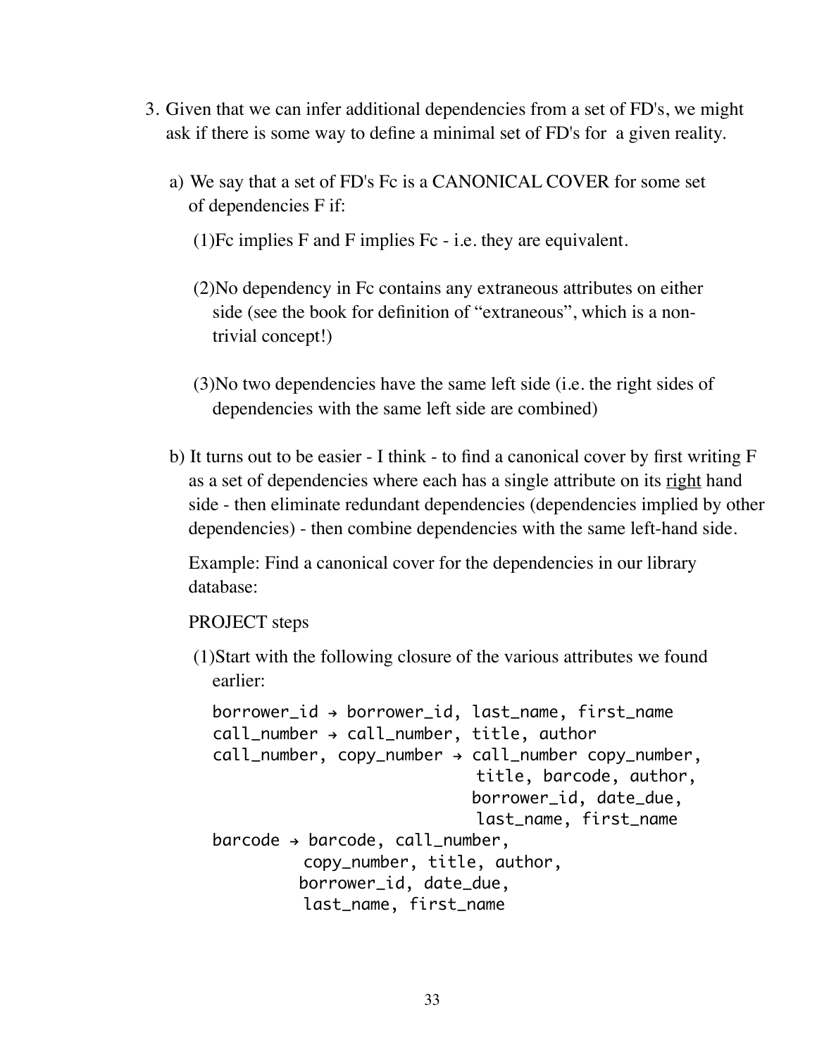3. Given that we can infer additional dependencies from a set of FD's, we might ask if there is some way to define a minimal set of FD's for a given reality.

   a) We say that a set of FD's Fc is a CANONICAL COVER for some set of dependencies F if:

      (1) Fc implies F and F implies Fc - i.e. they are equivalent.

      (2) No dependency in Fc contains any extraneous attributes on either side (see the book for definition of "extraneous", which is a non-trivial concept!)

      (3) No two dependencies have the same left side (i.e. the right sides of dependencies with the same left side are combined)

   b) It turns out to be easier - I think - to find a canonical cover by first writing F as a set of dependencies where each has a single attribute on its <u>right</u> hand side - then eliminate redundant dependencies (dependencies implied by other dependencies) - then combine dependencies with the same left-hand side.

      Example: Find a canonical cover for the dependencies in our library database:

      PROJECT steps

      (1) Start with the following closure of the various attributes we found earlier:

```
borrower_id → borrower_id, last_name, first_name
call_number → call_number, title, author
call_number, copy_number → call_number copy_number,
                           title, barcode, author,
                           borrower_id, date_due,
                           last_name, first_name
barcode → barcode, call_number,
          copy_number, title, author,
          borrower_id, date_due,
          last_name, first_name
```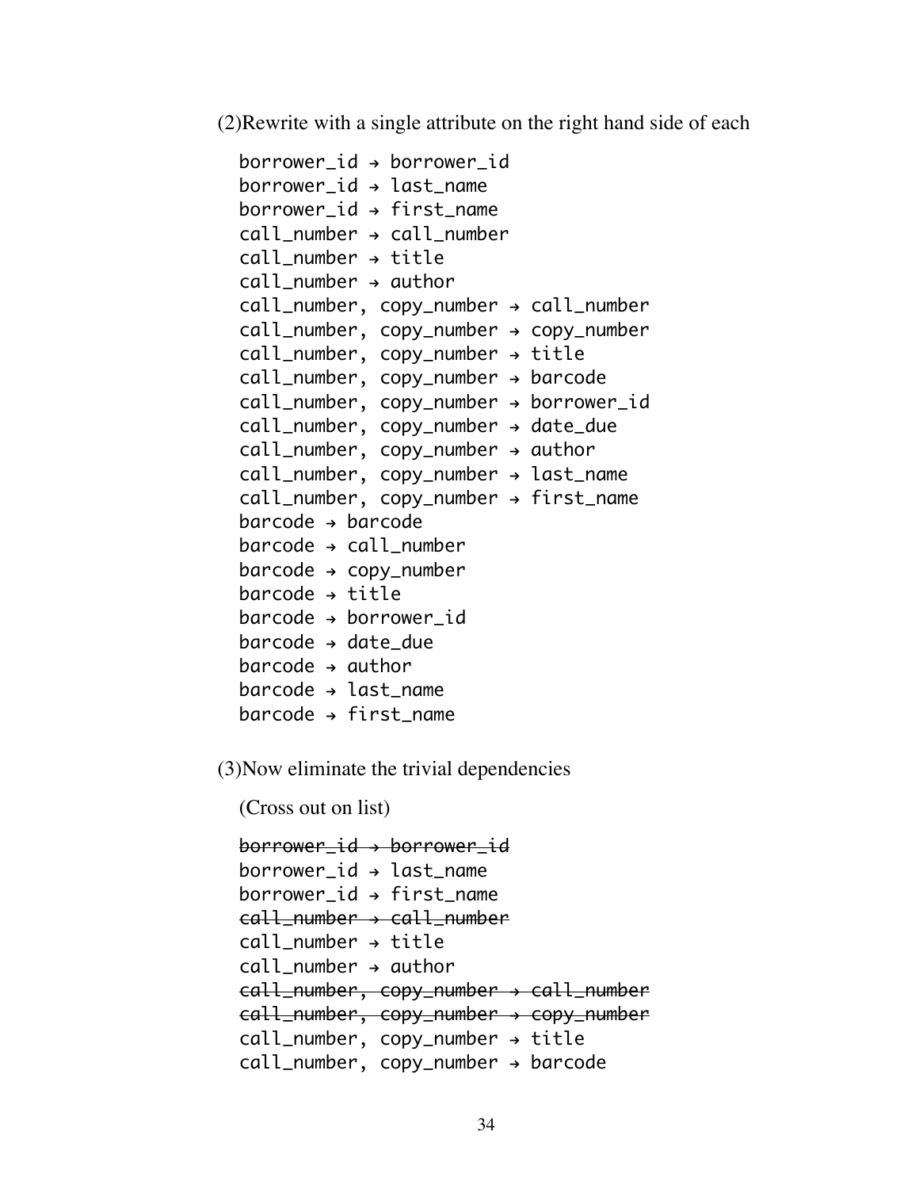(2)Rewrite with a single attribute on the right hand side of each

```
borrower_id → borrower_id
borrower_id → last_name
borrower_id → first_name
call_number → call_number
call_number → title
call_number → author
call_number, copy_number → call_number
call_number, copy_number → copy_number
call_number, copy_number → title
call_number, copy_number → barcode
call_number, copy_number → borrower_id
call_number, copy_number → date_due
call_number, copy_number → author
call_number, copy_number → last_name
call_number, copy_number → first_name
barcode → barcode
barcode → call_number
barcode → copy_number
barcode → title
barcode → borrower_id
barcode → date_due
barcode → author
barcode → last_name
barcode → first_name
```

(3)Now eliminate the trivial dependencies

(Cross out on list)

~~borrower_id → borrower_id~~
borrower_id → last_name
borrower_id → first_name
~~call_number → call_number~~
call_number → title
call_number → author
~~call_number, copy_number → call_number~~
~~call_number, copy_number → copy_number~~
call_number, copy_number → title
call_number, copy_number → barcode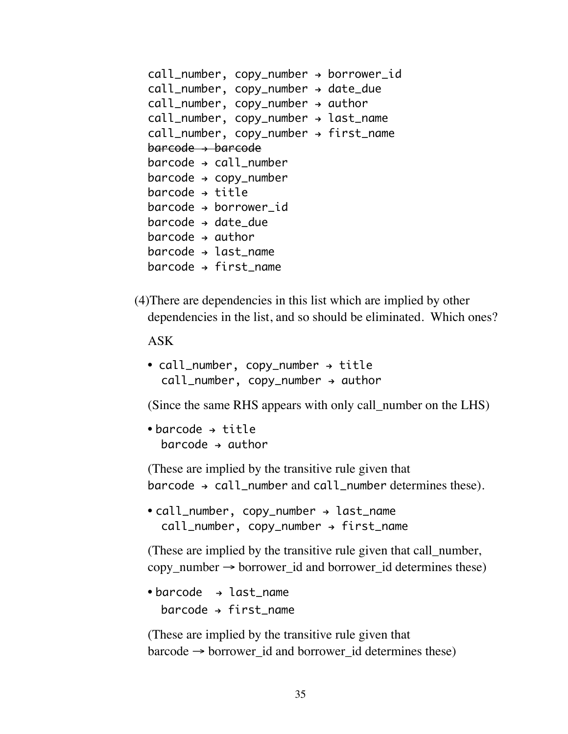```
call_number, copy_number → borrower_id
call_number, copy_number → date_due
call_number, copy_number → author
call_number, copy_number → last_name
call_number, copy_number → first_name
```
~~barcode → barcode~~
```
barcode → call_number
barcode → copy_number
barcode → title
barcode → borrower_id
barcode → date_due
barcode → author
barcode → last_name
barcode → first_name
```

(4) There are dependencies in this list which are implied by other dependencies in the list, and so should be eliminated. Which ones?

ASK

- `call_number, copy_number → title`
  `call_number, copy_number → author`

  (Since the same RHS appears with only call_number on the LHS)

- `barcode → title`
  `barcode → author`

  (These are implied by the transitive rule given that `barcode → call_number` and `call_number` determines these).

- `call_number, copy_number → last_name`
  `call_number, copy_number → first_name`

  (These are implied by the transitive rule given that call_number, copy_number → borrower_id and borrower_id determines these)

- `barcode → last_name`
  `barcode → first_name`

  (These are implied by the transitive rule given that barcode → borrower_id and borrower_id determines these)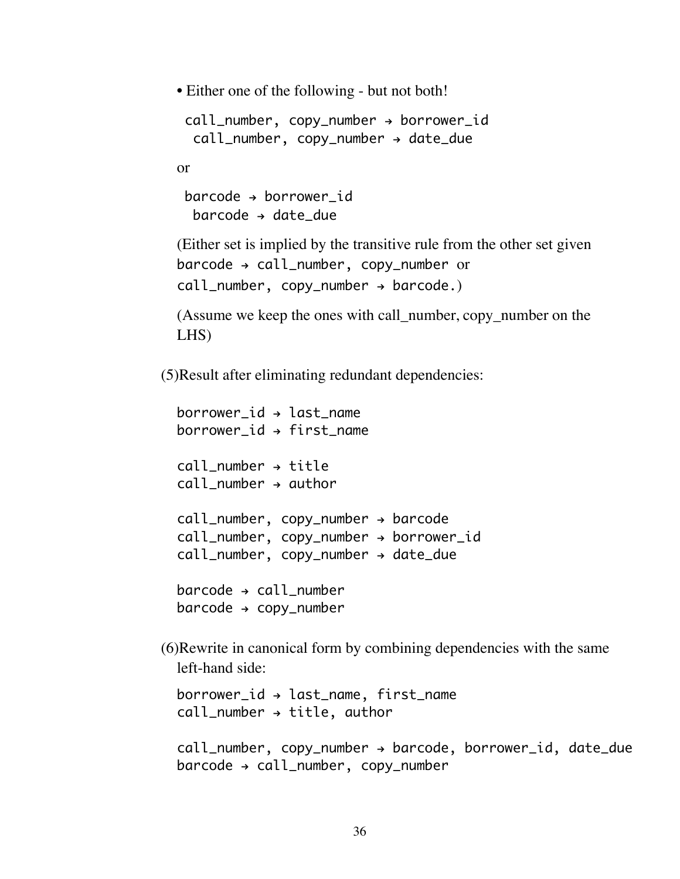- Either one of the following - but not both!

```
call_number, copy_number → borrower_id
 call_number, copy_number → date_due
```

or

```
barcode → borrower_id
 barcode → date_due
```

(Either set is implied by the transitive rule from the other set given `barcode → call_number, copy_number` or `call_number, copy_number → barcode`.)

(Assume we keep the ones with call_number, copy_number on the LHS)

(5) Result after eliminating redundant dependencies:

```
borrower_id → last_name
borrower_id → first_name

call_number → title
call_number → author

call_number, copy_number → barcode
call_number, copy_number → borrower_id
call_number, copy_number → date_due

barcode → call_number
barcode → copy_number
```

(6) Rewrite in canonical form by combining dependencies with the same left-hand side:

```
borrower_id → last_name, first_name
call_number → title, author

call_number, copy_number → barcode, borrower_id, date_due
barcode → call_number, copy_number
```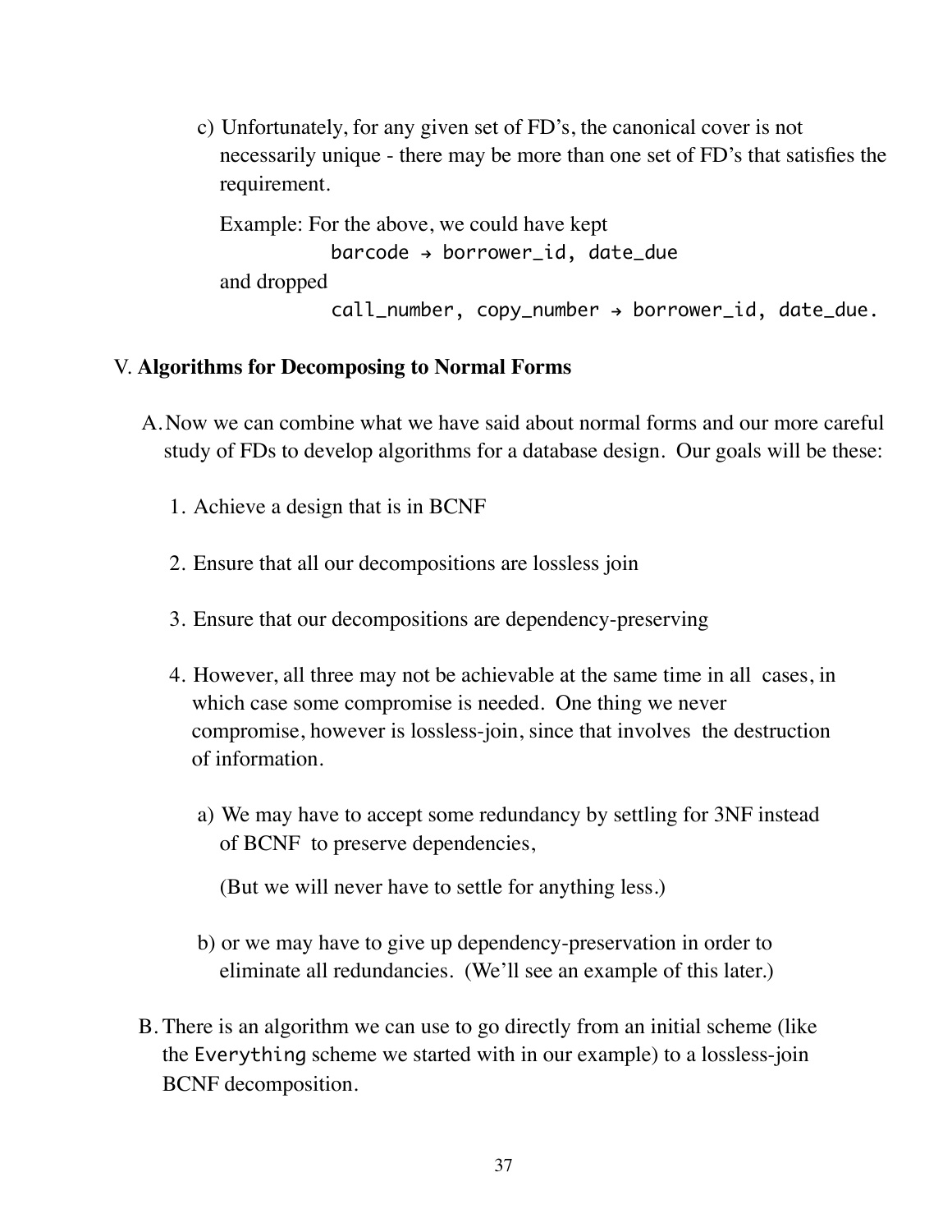c) Unfortunately, for any given set of FD's, the canonical cover is not necessarily unique - there may be more than one set of FD's that satisfies the requirement.

Example: For the above, we could have kept

```
barcode → borrower_id, date_due
```

and dropped

```
call_number, copy_number → borrower_id, date_due.
```

## V. **Algorithms for Decomposing to Normal Forms**

A. Now we can combine what we have said about normal forms and our more careful study of FDs to develop algorithms for a database design. Our goals will be these:

1. Achieve a design that is in BCNF

2. Ensure that all our decompositions are lossless join

3. Ensure that our decompositions are dependency-preserving

4. However, all three may not be achievable at the same time in all cases, in which case some compromise is needed. One thing we never compromise, however is lossless-join, since that involves the destruction of information.

   a) We may have to accept some redundancy by settling for 3NF instead of BCNF to preserve dependencies,

      (But we will never have to settle for anything less.)

   b) or we may have to give up dependency-preservation in order to eliminate all redundancies. (We'll see an example of this later.)

B. There is an algorithm we can use to go directly from an initial scheme (like the `Everything` scheme we started with in our example) to a lossless-join BCNF decomposition.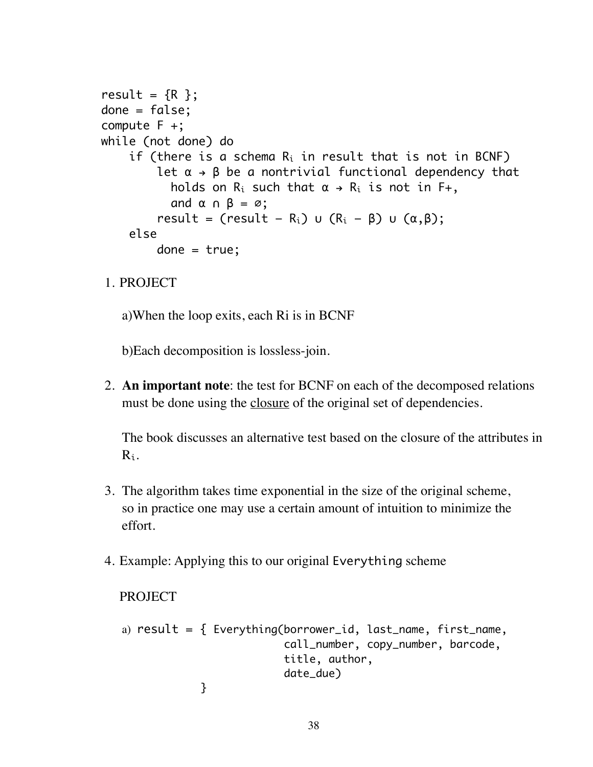```
result = {R };
done = false;
compute F +;
while (not done) do
    if (there is a schema Ri in result that is not in BCNF)
        let α → β be a nontrivial functional dependency that
          holds on Ri such that α → Ri is not in F+,
          and α ∩ β = ∅;
        result = (result − Ri) ∪ (Ri − β) ∪ (α,β);
    else
        done = true;
```

1. PROJECT

   a) When the loop exits, each Ri is in BCNF

   b) Each decomposition is lossless-join.

2. **An important note**: the test for BCNF on each of the decomposed relations must be done using the closure of the original set of dependencies.

   The book discusses an alternative test based on the closure of the attributes in $R_i$.

3. The algorithm takes time exponential in the size of the original scheme, so in practice one may use a certain amount of intuition to minimize the effort.

4. Example: Applying this to our original `Everything` scheme

   PROJECT

   a)
   ```
   result = { Everything(borrower_id, last_name, first_name,
                         call_number, copy_number, barcode,
                         title, author,
                         date_due)
            }
   ```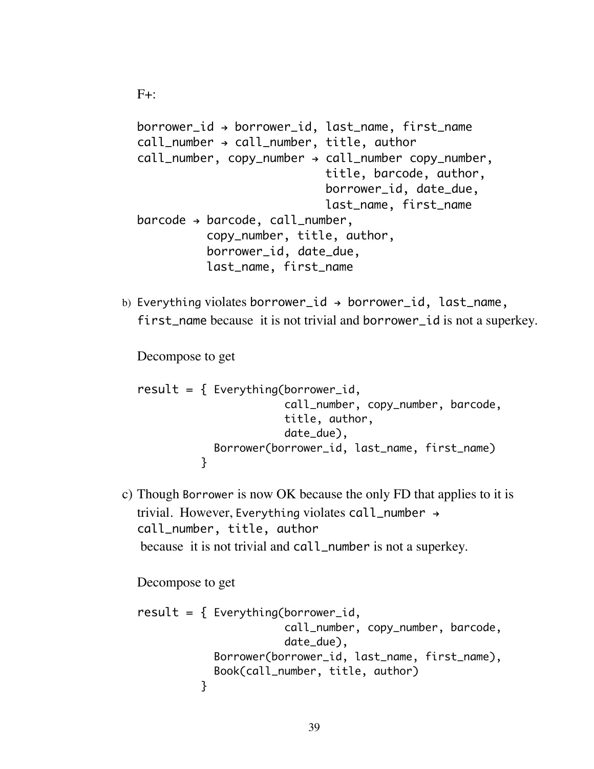F+:

```
borrower_id → borrower_id, last_name, first_name
call_number → call_number, title, author
call_number, copy_number → call_number copy_number,
                           title, barcode, author,
                           borrower_id, date_due,
                           last_name, first_name
barcode → barcode, call_number,
          copy_number, title, author,
          borrower_id, date_due,
          last_name, first_name
```

b) Everything violates `borrower_id → borrower_id, last_name, first_name` because it is not trivial and `borrower_id` is not a superkey.

Decompose to get

```
result = { Everything(borrower_id,
                      call_number, copy_number, barcode,
                      title, author,
                      date_due),
           Borrower(borrower_id, last_name, first_name)
         }
```

c) Though Borrower is now OK because the only FD that applies to it is trivial. However, Everything violates `call_number → call_number, title, author` because it is not trivial and `call_number` is not a superkey.

Decompose to get

```
result = { Everything(borrower_id,
                      call_number, copy_number, barcode,
                      date_due),
           Borrower(borrower_id, last_name, first_name),
           Book(call_number, title, author)
         }
```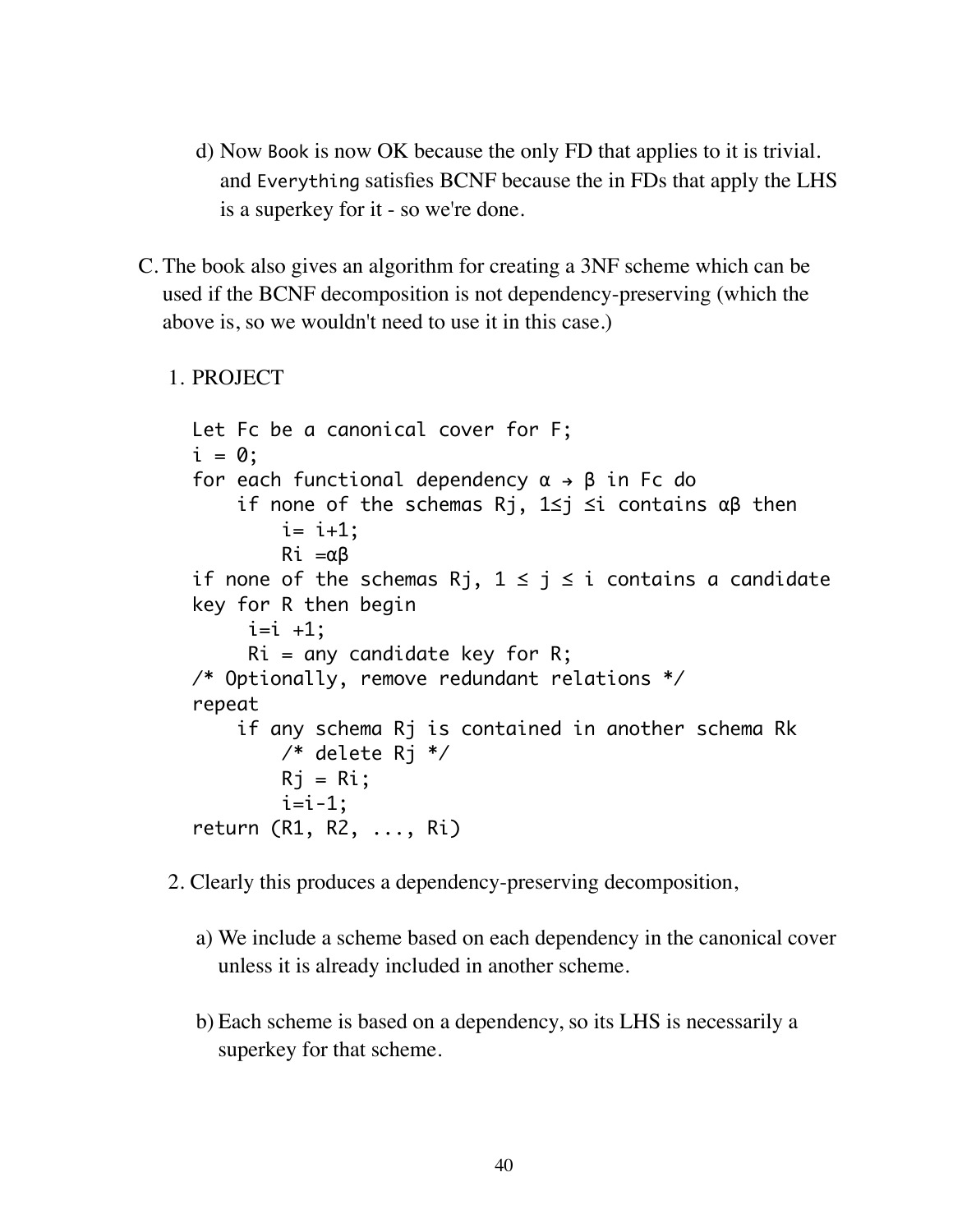d) Now `Book` is now OK because the only FD that applies to it is trivial. and `Everything` satisfies BCNF because the in FDs that apply the LHS is a superkey for it - so we're done.

C. The book also gives an algorithm for creating a 3NF scheme which can be used if the BCNF decomposition is not dependency-preserving (which the above is, so we wouldn't need to use it in this case.)

1. PROJECT

```
Let Fc be a canonical cover for F;
i = 0;
for each functional dependency α → β in Fc do
    if none of the schemas Rj, 1≤j ≤i contains αβ then
        i= i+1;
        Ri =αβ
if none of the schemas Rj, 1 ≤ j ≤ i contains a candidate
key for R then begin
     i=i +1;
     Ri = any candidate key for R;
/* Optionally, remove redundant relations */
repeat
    if any schema Rj is contained in another schema Rk
        /* delete Rj */
        Rj = Ri;
        i=i-1;
return (R1, R2, ..., Ri)
```

2. Clearly this produces a dependency-preserving decomposition,

   a) We include a scheme based on each dependency in the canonical cover unless it is already included in another scheme.

   b) Each scheme is based on a dependency, so its LHS is necessarily a superkey for that scheme.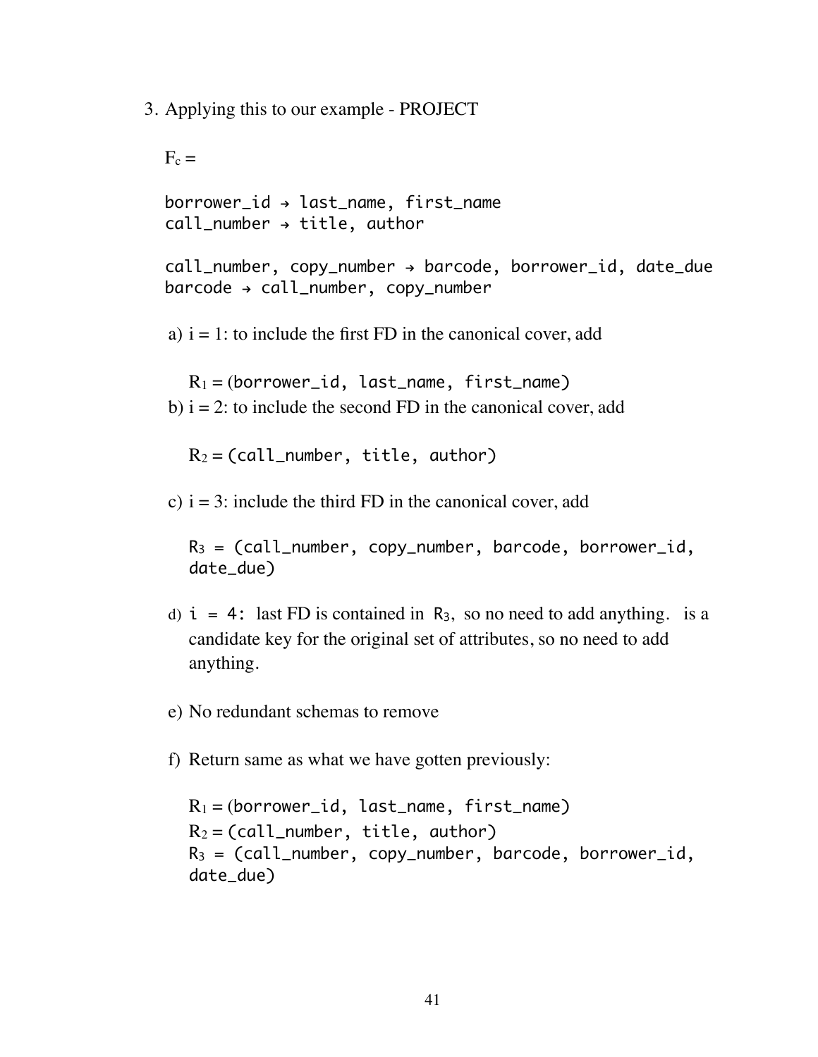3. Applying this to our example - PROJECT

   $F_c$ =

   ```
   borrower_id → last_name, first_name
   call_number → title, author

   call_number, copy_number → barcode, borrower_id, date_due
   barcode → call_number, copy_number
   ```

   a) i = 1: to include the first FD in the canonical cover, add

      $R_1$ = (`borrower_id, last_name, first_name`)

   b) i = 2: to include the second FD in the canonical cover, add

      $R_2$ = (`call_number, title, author`)

   c) i = 3: include the third FD in the canonical cover, add

      $R_3$ = (`call_number, copy_number, barcode, borrower_id, date_due`)

   d) `i = 4:` last FD is contained in $R_3$, so no need to add anything.  is a candidate key for the original set of attributes, so no need to add anything.

   e) No redundant schemas to remove

   f) Return same as what we have gotten previously:

      $R_1$ = (`borrower_id, last_name, first_name`)
      $R_2$ = (`call_number, title, author`)
      $R_3$ = (`call_number, copy_number, barcode, borrower_id, date_due`)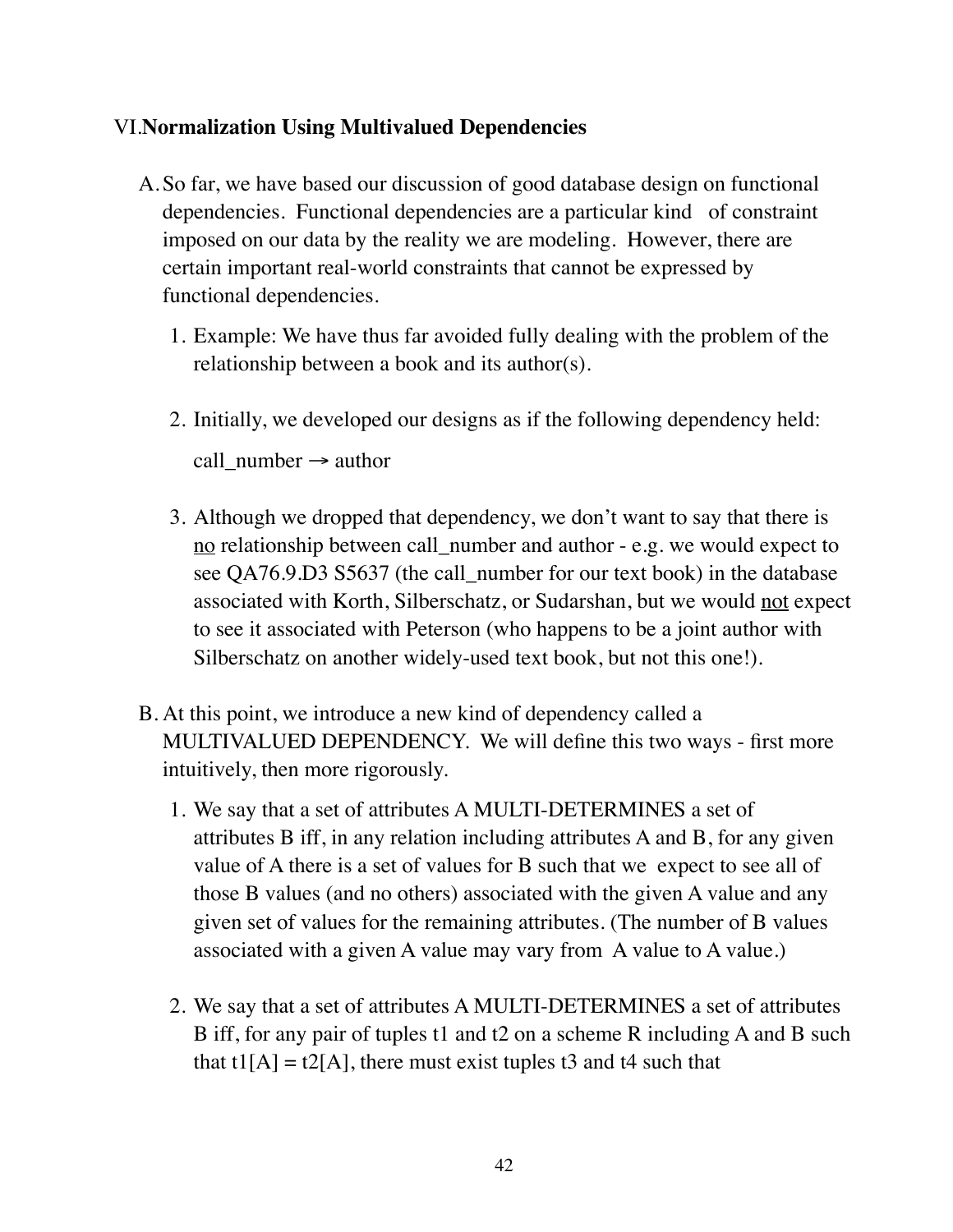## VI. **Normalization Using Multivalued Dependencies**

A. So far, we have based our discussion of good database design on functional dependencies. Functional dependencies are a particular kind of constraint imposed on our data by the reality we are modeling. However, there are certain important real-world constraints that cannot be expressed by functional dependencies.

1. Example: We have thus far avoided fully dealing with the problem of the relationship between a book and its author(s).

2. Initially, we developed our designs as if the following dependency held:

   call_number → author

3. Although we dropped that dependency, we don't want to say that there is <u>no</u> relationship between call_number and author - e.g. we would expect to see QA76.9.D3 S5637 (the call_number for our text book) in the database associated with Korth, Silberschatz, or Sudarshan, but we would <u>not</u> expect to see it associated with Peterson (who happens to be a joint author with Silberschatz on another widely-used text book, but not this one!).

B. At this point, we introduce a new kind of dependency called a MULTIVALUED DEPENDENCY. We will define this two ways - first more intuitively, then more rigorously.

1. We say that a set of attributes A MULTI-DETERMINES a set of attributes B iff, in any relation including attributes A and B, for any given value of A there is a set of values for B such that we expect to see all of those B values (and no others) associated with the given A value and any given set of values for the remaining attributes. (The number of B values associated with a given A value may vary from A value to A value.)

2. We say that a set of attributes A MULTI-DETERMINES a set of attributes B iff, for any pair of tuples t1 and t2 on a scheme R including A and B such that t1[A] = t2[A], there must exist tuples t3 and t4 such that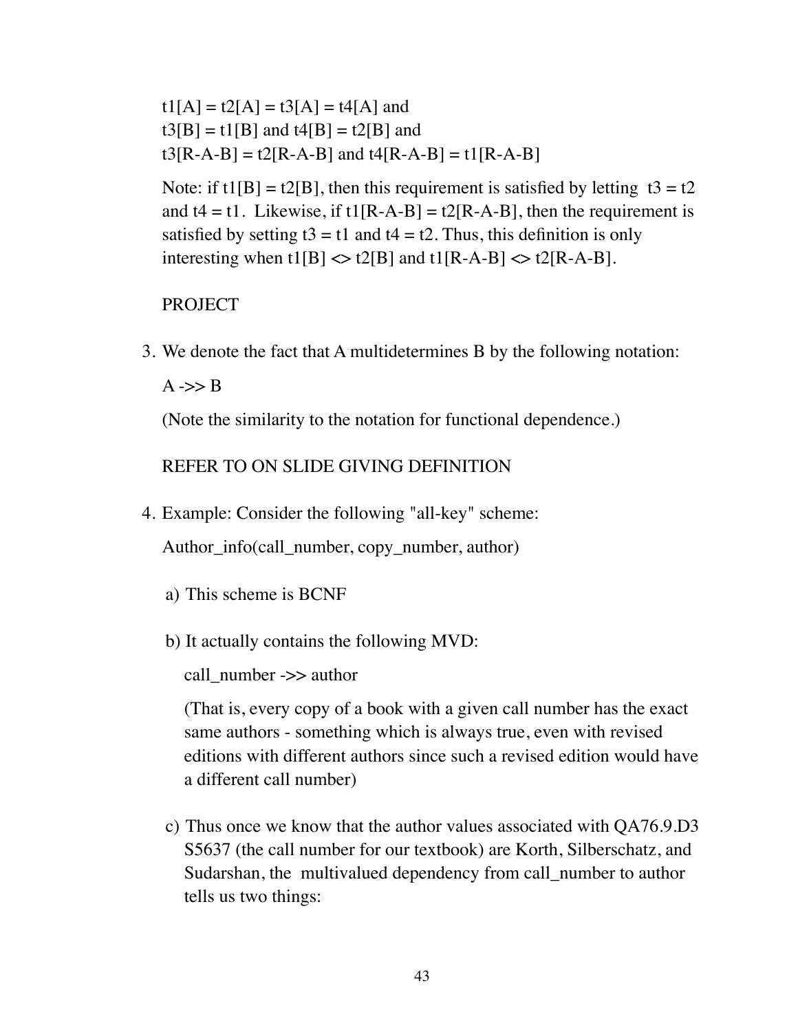t1[A] = t2[A] = t3[A] = t4[A] and
t3[B] = t1[B] and t4[B] = t2[B] and
t3[R-A-B] = t2[R-A-B] and t4[R-A-B] = t1[R-A-B]

Note: if t1[B] = t2[B], then this requirement is satisfied by letting t3 = t2 and t4 = t1. Likewise, if t1[R-A-B] = t2[R-A-B], then the requirement is satisfied by setting t3 = t1 and t4 = t2. Thus, this definition is only interesting when t1[B] <> t2[B] and t1[R-A-B] <> t2[R-A-B].

PROJECT

3. We denote the fact that A multidetermines B by the following notation:

   A ->> B

   (Note the similarity to the notation for functional dependence.)

   REFER TO ON SLIDE GIVING DEFINITION

4. Example: Consider the following "all-key" scheme:

   Author_info(call_number, copy_number, author)

   a) This scheme is BCNF

   b) It actually contains the following MVD:

      call_number ->> author

      (That is, every copy of a book with a given call number has the exact same authors - something which is always true, even with revised editions with different authors since such a revised edition would have a different call number)

   c) Thus once we know that the author values associated with QA76.9.D3 S5637 (the call number for our textbook) are Korth, Silberschatz, and Sudarshan, the multivalued dependency from call_number to author tells us two things: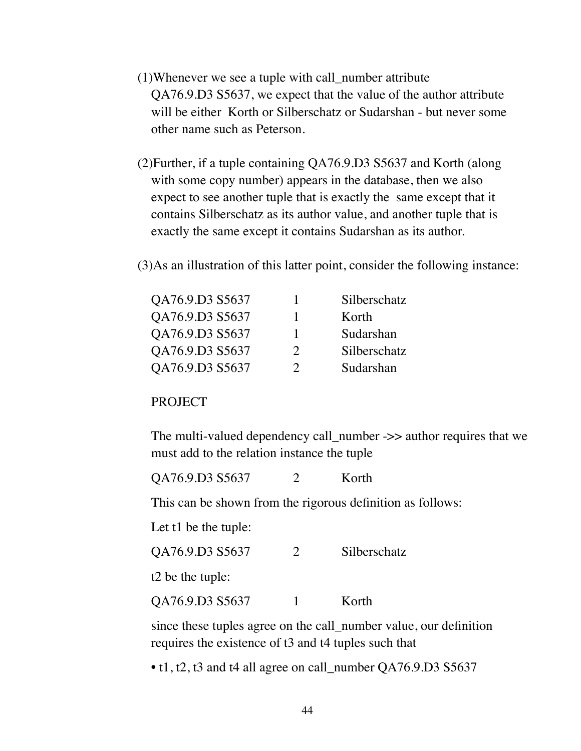(1) Whenever we see a tuple with call_number attribute QA76.9.D3 S5637, we expect that the value of the author attribute will be either Korth or Silberschatz or Sudarshan - but never some other name such as Peterson.

(2) Further, if a tuple containing QA76.9.D3 S5637 and Korth (along with some copy number) appears in the database, then we also expect to see another tuple that is exactly the same except that it contains Silberschatz as its author value, and another tuple that is exactly the same except it contains Sudarshan as its author.

(3) As an illustration of this latter point, consider the following instance:

| | | |
|---|---|---|
| QA76.9.D3 S5637 | 1 | Silberschatz |
| QA76.9.D3 S5637 | 1 | Korth |
| QA76.9.D3 S5637 | 1 | Sudarshan |
| QA76.9.D3 S5637 | 2 | Silberschatz |
| QA76.9.D3 S5637 | 2 | Sudarshan |

PROJECT

The multi-valued dependency call_number ->> author requires that we must add to the relation instance the tuple

| | | |
|---|---|---|
| QA76.9.D3 S5637 | 2 | Korth |

This can be shown from the rigorous definition as follows:

Let t1 be the tuple:

| | | |
|---|---|---|
| QA76.9.D3 S5637 | 2 | Silberschatz |

t2 be the tuple:

| | | |
|---|---|---|
| QA76.9.D3 S5637 | 1 | Korth |

since these tuples agree on the call_number value, our definition requires the existence of t3 and t4 tuples such that

- t1, t2, t3 and t4 all agree on call_number QA76.9.D3 S5637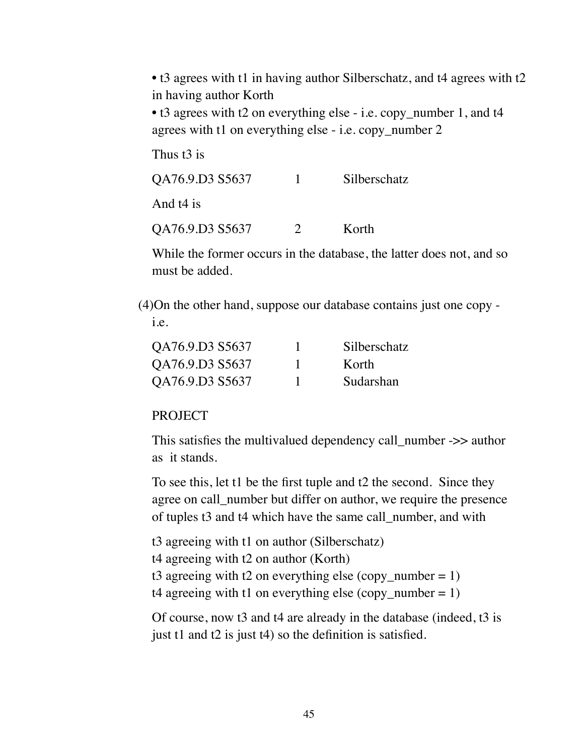• t3 agrees with t1 in having author Silberschatz, and t4 agrees with t2 in having author Korth

• t3 agrees with t2 on everything else - i.e. copy_number 1, and t4 agrees with t1 on everything else - i.e. copy_number 2

Thus t3 is

| | | |
|---|---|---|
| QA76.9.D3 S5637 | 1 | Silberschatz |

And t4 is

| | | |
|---|---|---|
| QA76.9.D3 S5637 | 2 | Korth |

While the former occurs in the database, the latter does not, and so must be added.

(4)On the other hand, suppose our database contains just one copy - i.e.

| | | |
|---|---|---|
| QA76.9.D3 S5637 | 1 | Silberschatz |
| QA76.9.D3 S5637 | 1 | Korth |
| QA76.9.D3 S5637 | 1 | Sudarshan |

PROJECT

This satisfies the multivalued dependency call_number ->> author as it stands.

To see this, let t1 be the first tuple and t2 the second. Since they agree on call_number but differ on author, we require the presence of tuples t3 and t4 which have the same call_number, and with

t3 agreeing with t1 on author (Silberschatz)
t4 agreeing with t2 on author (Korth)
t3 agreeing with t2 on everything else (copy_number = 1)
t4 agreeing with t1 on everything else (copy_number = 1)

Of course, now t3 and t4 are already in the database (indeed, t3 is just t1 and t2 is just t4) so the definition is satisfied.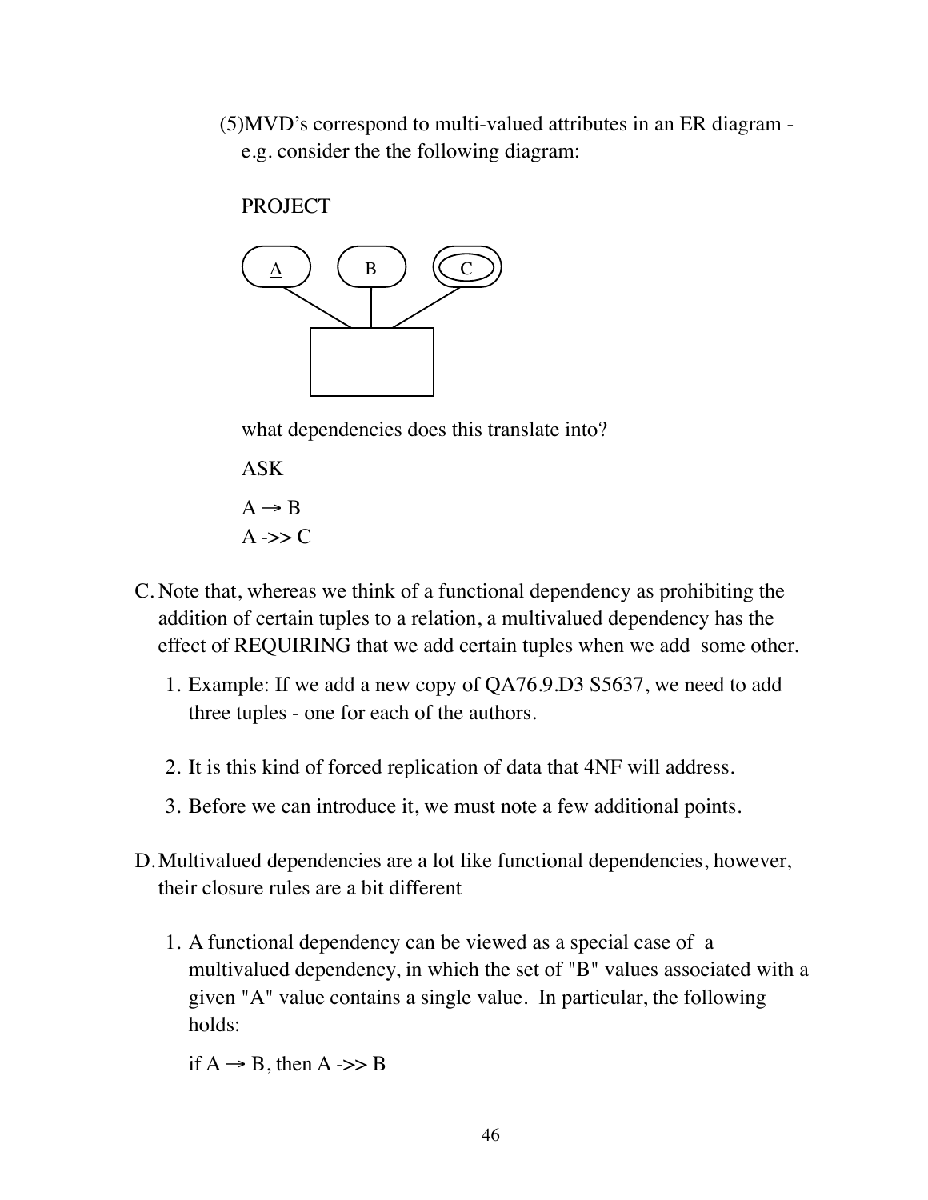(5)MVD's correspond to multi-valued attributes in an ER diagram - e.g. consider the the following diagram:

PROJECT

what dependencies does this translate into?

ASK

A → B
A ->> C

C. Note that, whereas we think of a functional dependency as prohibiting the addition of certain tuples to a relation, a multivalued dependency has the effect of REQUIRING that we add certain tuples when we add some other.

1. Example: If we add a new copy of QA76.9.D3 S5637, we need to add three tuples - one for each of the authors.

2. It is this kind of forced replication of data that 4NF will address.

3. Before we can introduce it, we must note a few additional points.

D. Multivalued dependencies are a lot like functional dependencies, however, their closure rules are a bit different

1. A functional dependency can be viewed as a special case of a multivalued dependency, in which the set of "B" values associated with a given "A" value contains a single value. In particular, the following holds:

   if A → B, then A ->> B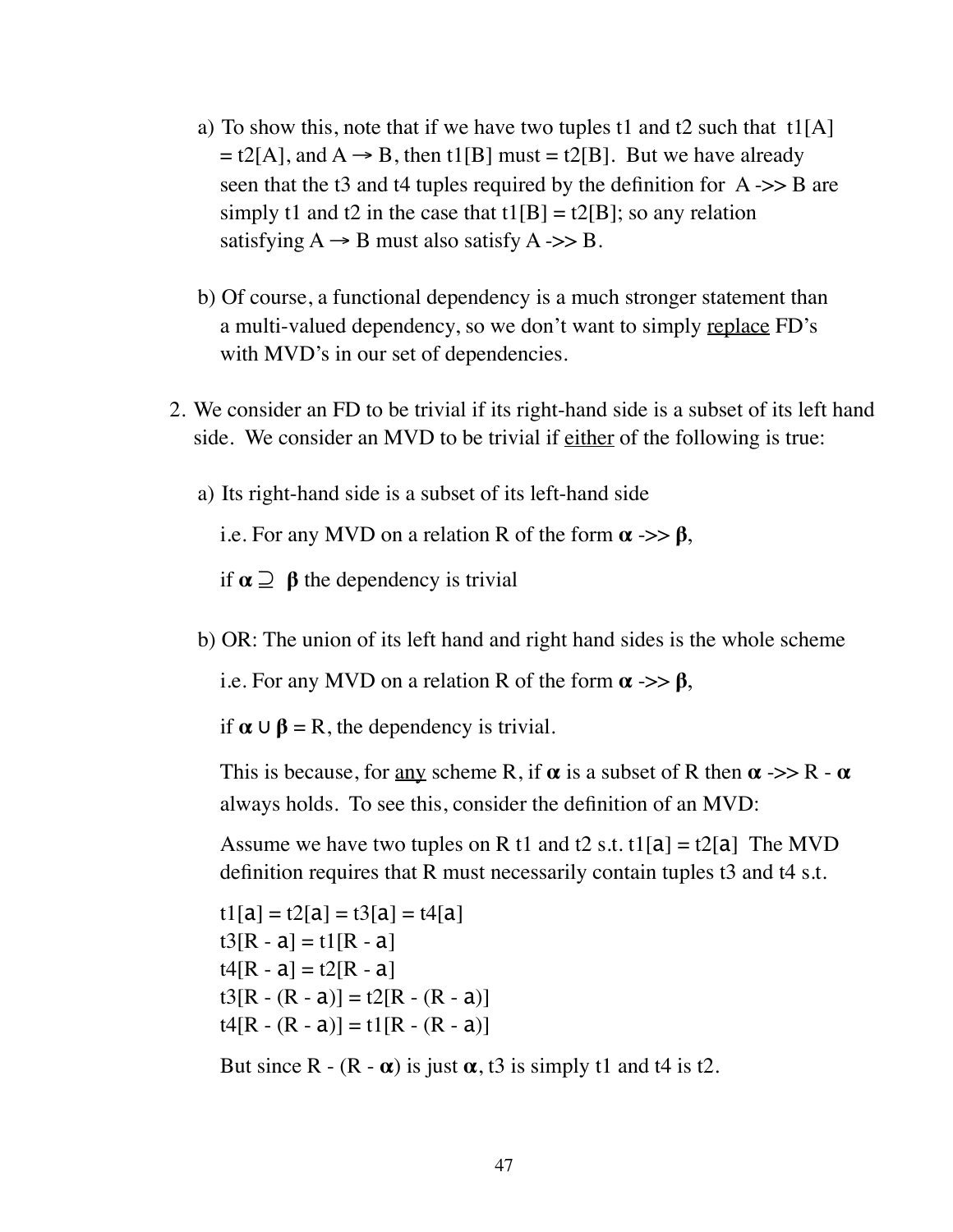a) To show this, note that if we have two tuples t1 and t2 such that t1[A] = t2[A], and A → B, then t1[B] must = t2[B]. But we have already seen that the t3 and t4 tuples required by the definition for A ->> B are simply t1 and t2 in the case that t1[B] = t2[B]; so any relation satisfying A → B must also satisfy A ->> B.

b) Of course, a functional dependency is a much stronger statement than a multi-valued dependency, so we don't want to simply <u>replace</u> FD's with MVD's in our set of dependencies.

2. We consider an FD to be trivial if its right-hand side is a subset of its left hand side. We consider an MVD to be trivial if <u>either</u> of the following is true:

a) Its right-hand side is a subset of its left-hand side

   i.e. For any MVD on a relation R of the form $\boldsymbol{\alpha}$ ->> $\boldsymbol{\beta}$,

   if $\boldsymbol{\alpha} \supseteq \boldsymbol{\beta}$ the dependency is trivial

b) OR: The union of its left hand and right hand sides is the whole scheme

   i.e. For any MVD on a relation R of the form $\boldsymbol{\alpha}$ ->> $\boldsymbol{\beta}$,

   if $\boldsymbol{\alpha} \cup \boldsymbol{\beta} = R$, the dependency is trivial.

   This is because, for <u>any</u> scheme R, if $\boldsymbol{\alpha}$ is a subset of R then $\boldsymbol{\alpha}$ ->> R - $\boldsymbol{\alpha}$ always holds. To see this, consider the definition of an MVD:

   Assume we have two tuples on R t1 and t2 s.t. t1[a] = t2[a] The MVD definition requires that R must necessarily contain tuples t3 and t4 s.t.

   t1[a] = t2[a] = t3[a] = t4[a]
   t3[R - a] = t1[R - a]
   t4[R - a] = t2[R - a]
   t3[R - (R - a)] = t2[R - (R - a)]
   t4[R - (R - a)] = t1[R - (R - a)]

   But since R - (R - $\boldsymbol{\alpha}$) is just $\boldsymbol{\alpha}$, t3 is simply t1 and t4 is t2.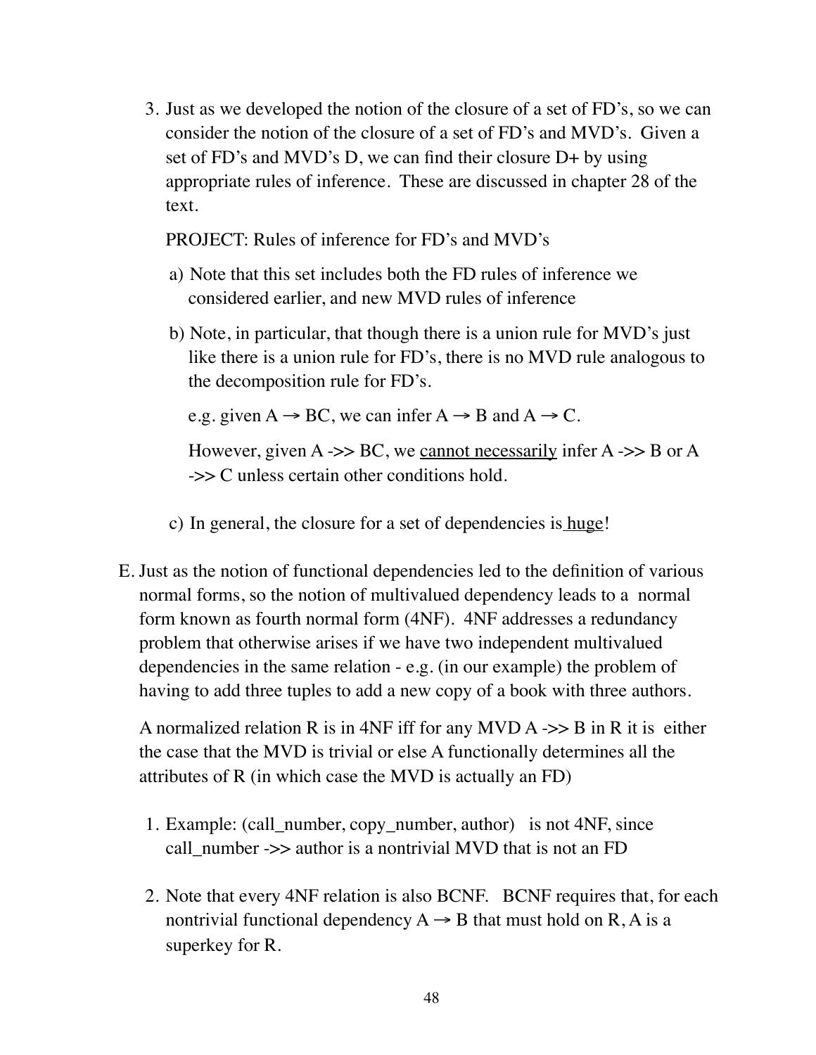3. Just as we developed the notion of the closure of a set of FD's, so we can consider the notion of the closure of a set of FD's and MVD's. Given a set of FD's and MVD's D, we can find their closure D+ by using appropriate rules of inference. These are discussed in chapter 28 of the text.

   PROJECT: Rules of inference for FD's and MVD's

   a) Note that this set includes both the FD rules of inference we considered earlier, and new MVD rules of inference

   b) Note, in particular, that though there is a union rule for MVD's just like there is a union rule for FD's, there is no MVD rule analogous to the decomposition rule for FD's.

      e.g. given A → BC, we can infer A → B and A → C.

      However, given A ->> BC, we <u>cannot necessarily</u> infer A ->> B or A ->> C unless certain other conditions hold.

   c) In general, the closure for a set of dependencies is <u>huge</u>!

E. Just as the notion of functional dependencies led to the definition of various normal forms, so the notion of multivalued dependency leads to a normal form known as fourth normal form (4NF). 4NF addresses a redundancy problem that otherwise arises if we have two independent multivalued dependencies in the same relation - e.g. (in our example) the problem of having to add three tuples to add a new copy of a book with three authors.

   A normalized relation R is in 4NF iff for any MVD A ->> B in R it is either the case that the MVD is trivial or else A functionally determines all the attributes of R (in which case the MVD is actually an FD)

   1. Example: (call_number, copy_number, author) is not 4NF, since call_number ->> author is a nontrivial MVD that is not an FD

   2. Note that every 4NF relation is also BCNF. BCNF requires that, for each nontrivial functional dependency A → B that must hold on R, A is a superkey for R.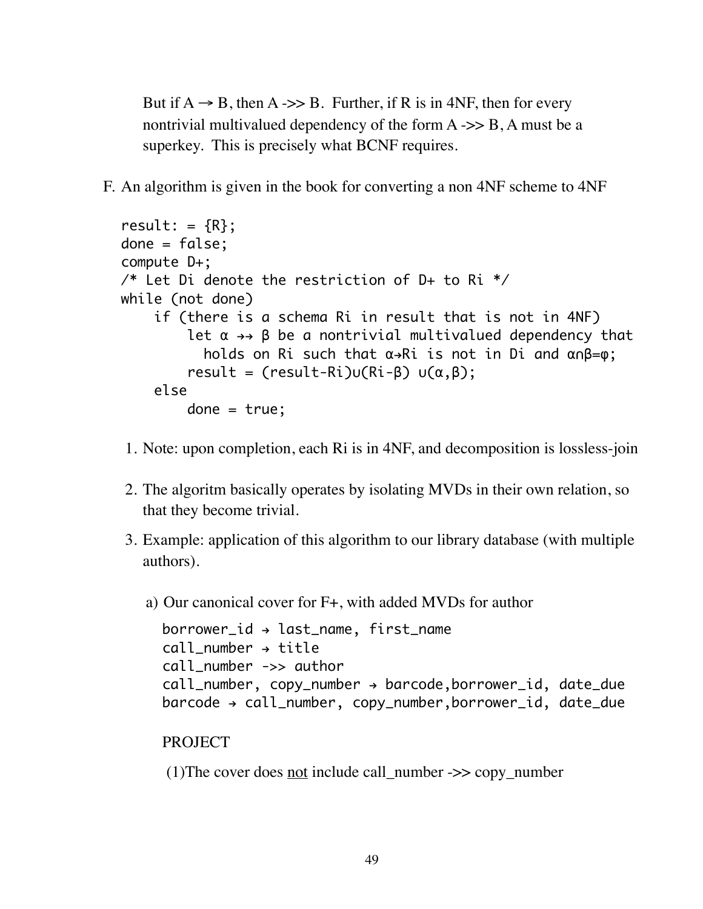But if A → B, then A ->> B. Further, if R is in 4NF, then for every nontrivial multivalued dependency of the form A ->> B, A must be a superkey. This is precisely what BCNF requires.

F. An algorithm is given in the book for converting a non 4NF scheme to 4NF

```
result: = {R};
done = false;
compute D+;
/* Let Di denote the restriction of D+ to Ri */
while (not done)
    if (there is a schema Ri in result that is not in 4NF)
        let α →→ β be a nontrivial multivalued dependency that
          holds on Ri such that α→Ri is not in Di and α∩β=φ;
        result = (result-Ri)∪(Ri-β) ∪(α,β);
    else
        done = true;
```

1. Note: upon completion, each Ri is in 4NF, and decomposition is lossless-join

2. The algoritm basically operates by isolating MVDs in their own relation, so that they become trivial.

3. Example: application of this algorithm to our library database (with multiple authors).

   a) Our canonical cover for F+, with added MVDs for author

   ```
   borrower_id → last_name, first_name
   call_number → title
   call_number ->> author
   call_number, copy_number → barcode,borrower_id, date_due
   barcode → call_number, copy_number,borrower_id, date_due
   ```

   PROJECT

   (1)The cover does <u>not</u> include call_number ->> copy_number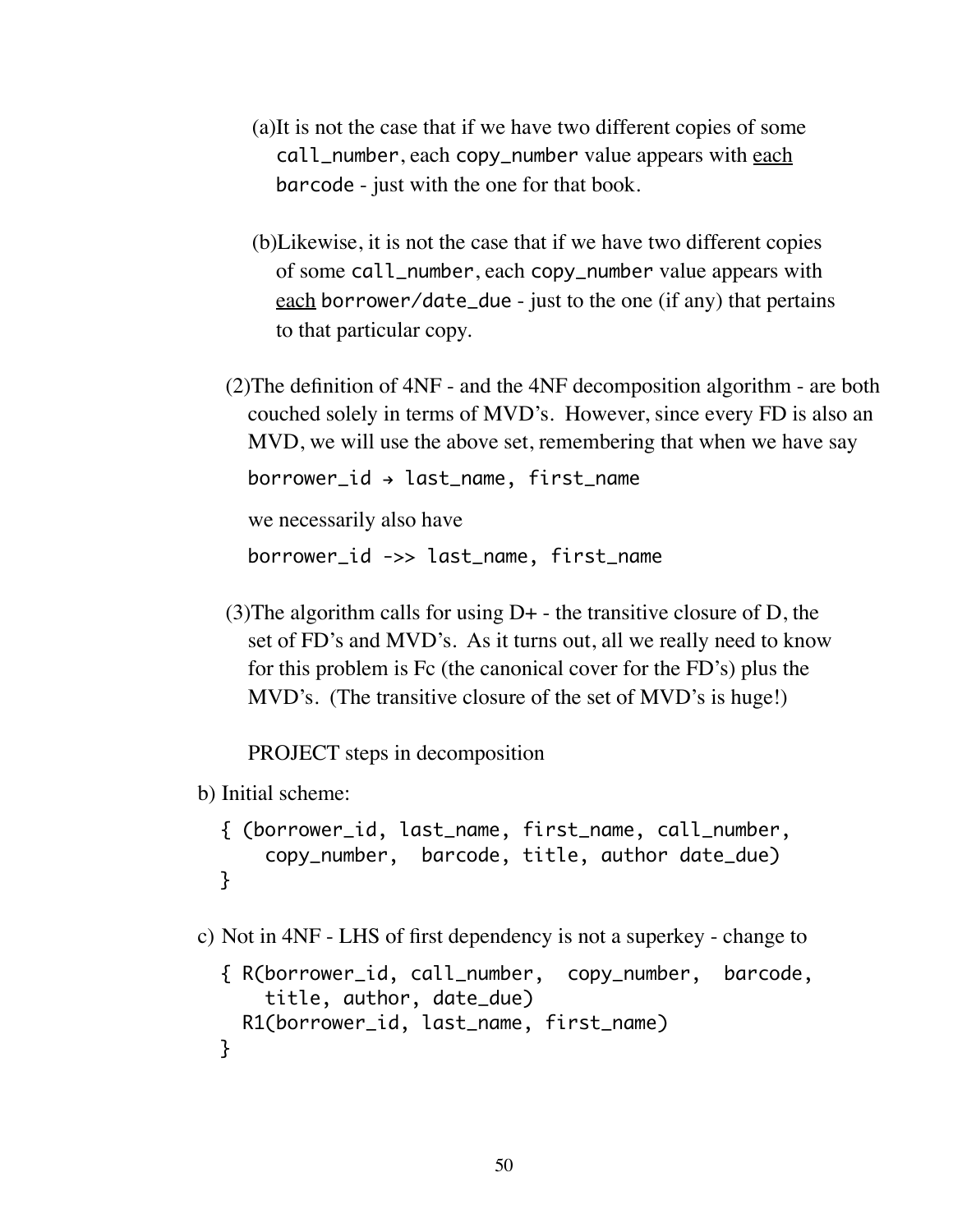(a) It is not the case that if we have two different copies of some `call_number`, each `copy_number` value appears with <u>each</u> `barcode` - just with the one for that book.

(b) Likewise, it is not the case that if we have two different copies of some `call_number`, each `copy_number` value appears with <u>each</u> `borrower/date_due` - just to the one (if any) that pertains to that particular copy.

(2) The definition of 4NF - and the 4NF decomposition algorithm - are both couched solely in terms of MVD's. However, since every FD is also an MVD, we will use the above set, remembering that when we have say

```
borrower_id → last_name, first_name
```

we necessarily also have

```
borrower_id ->> last_name, first_name
```

(3) The algorithm calls for using D+ - the transitive closure of D, the set of FD's and MVD's. As it turns out, all we really need to know for this problem is Fc (the canonical cover for the FD's) plus the MVD's. (The transitive closure of the set of MVD's is huge!)

PROJECT steps in decomposition

b) Initial scheme:

```
{ (borrower_id, last_name, first_name, call_number,
    copy_number,  barcode, title, author date_due)
}
```

c) Not in 4NF - LHS of first dependency is not a superkey - change to

```
{ R(borrower_id, call_number,  copy_number,  barcode,
    title, author, date_due)
  R1(borrower_id, last_name, first_name)
}
```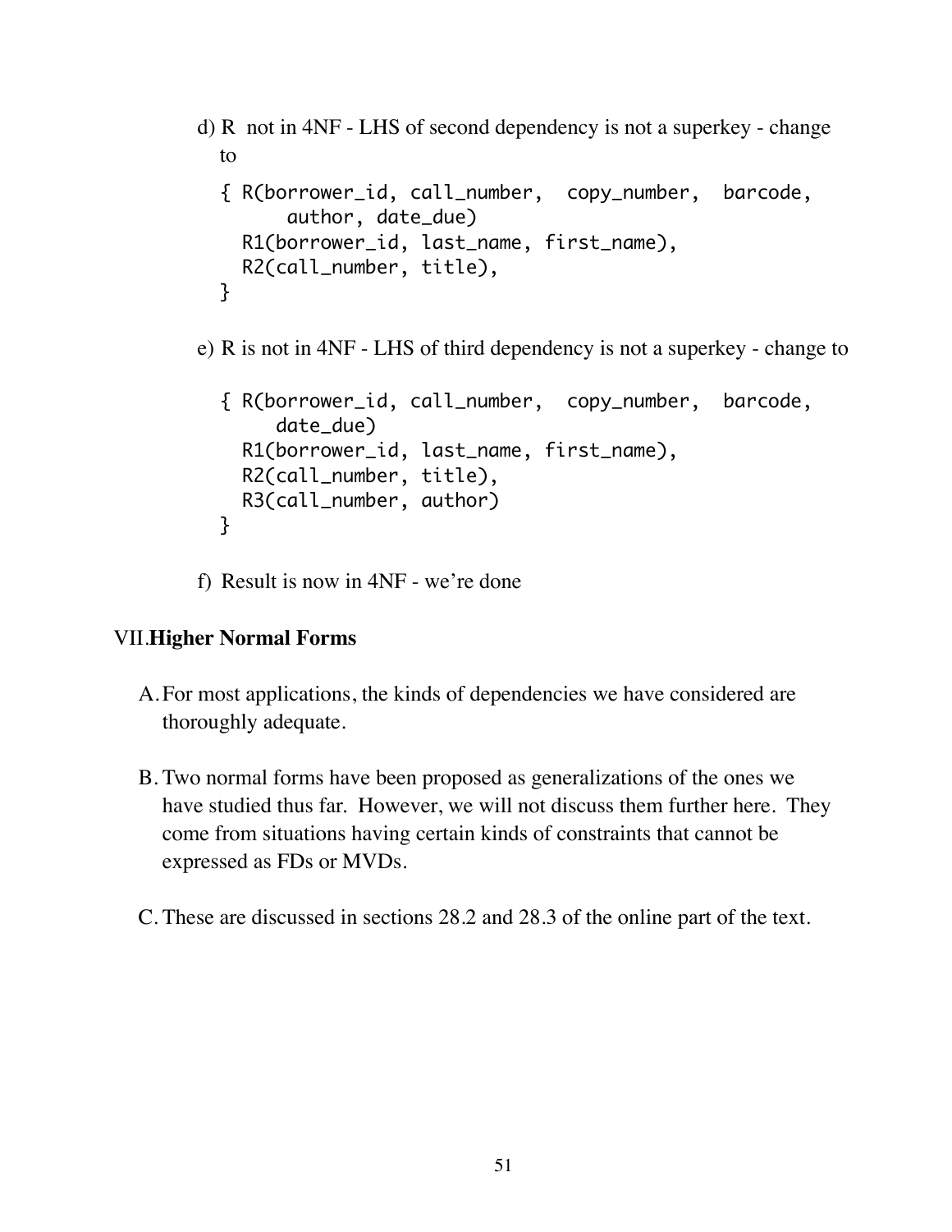d) R  not in 4NF - LHS of second dependency is not a superkey - change to

```
{ R(borrower_id, call_number,  copy_number,  barcode,
      author, date_due)
  R1(borrower_id, last_name, first_name),
  R2(call_number, title),
}
```

e) R is not in 4NF - LHS of third dependency is not a superkey - change to

```
{ R(borrower_id, call_number,  copy_number,  barcode,
     date_due)
  R1(borrower_id, last_name, first_name),
  R2(call_number, title),
  R3(call_number, author)
}
```

f) Result is now in 4NF - we're done

## VII. Higher Normal Forms

A. For most applications, the kinds of dependencies we have considered are thoroughly adequate.

B. Two normal forms have been proposed as generalizations of the ones we have studied thus far. However, we will not discuss them further here. They come from situations having certain kinds of constraints that cannot be expressed as FDs or MVDs.

C. These are discussed in sections 28.2 and 28.3 of the online part of the text.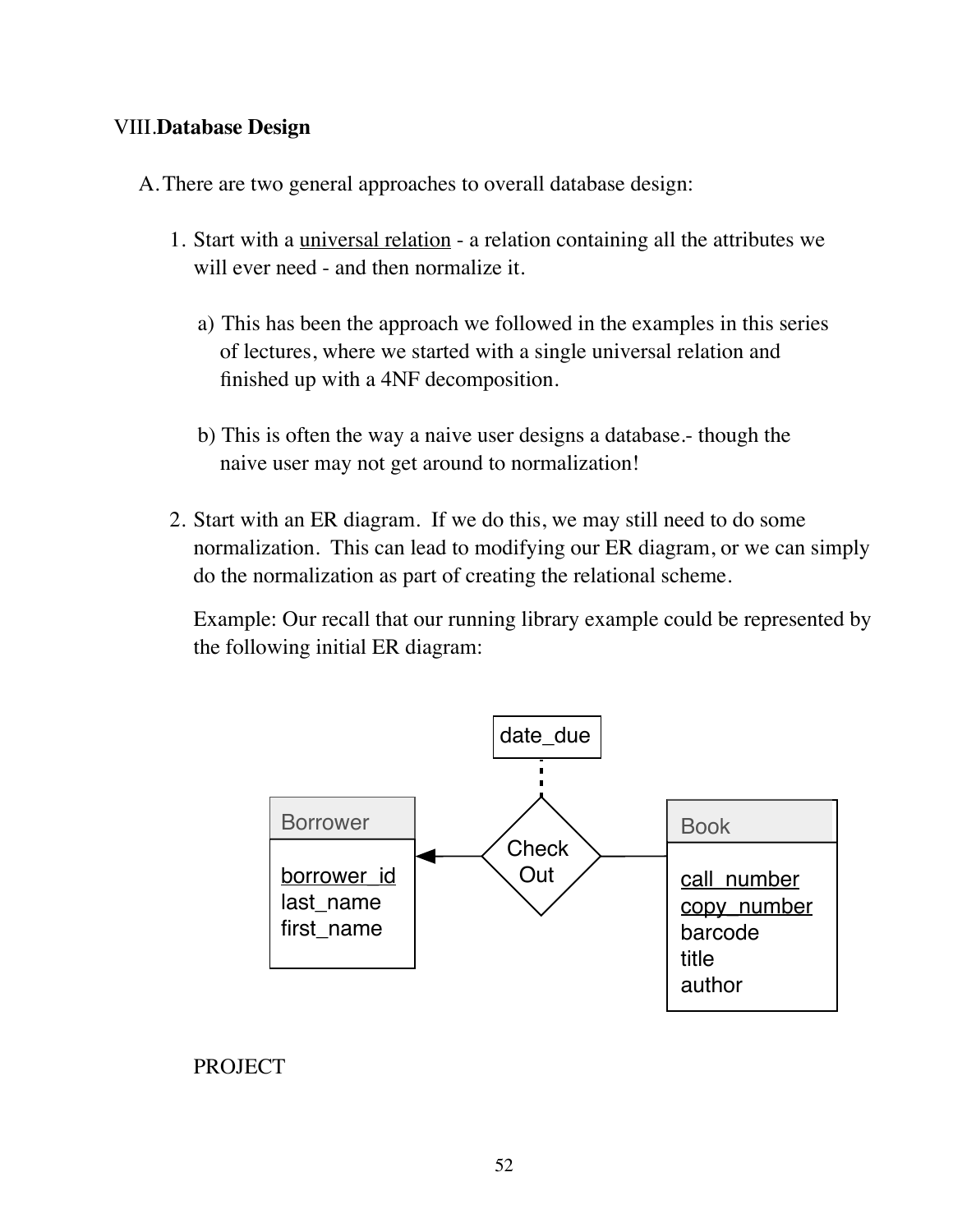## VIII. **Database Design**

A. There are two general approaches to overall database design:

1. Start with a universal relation - a relation containing all the attributes we will ever need - and then normalize it.

   a) This has been the approach we followed in the examples in this series of lectures, where we started with a single universal relation and finished up with a 4NF decomposition.

   b) This is often the way a naive user designs a database.- though the naive user may not get around to normalization!

2. Start with an ER diagram. If we do this, we may still need to do some normalization. This can lead to modifying our ER diagram, or we can simply do the normalization as part of creating the relational scheme.

   Example: Our recall that our running library example could be represented by the following initial ER diagram:

PROJECT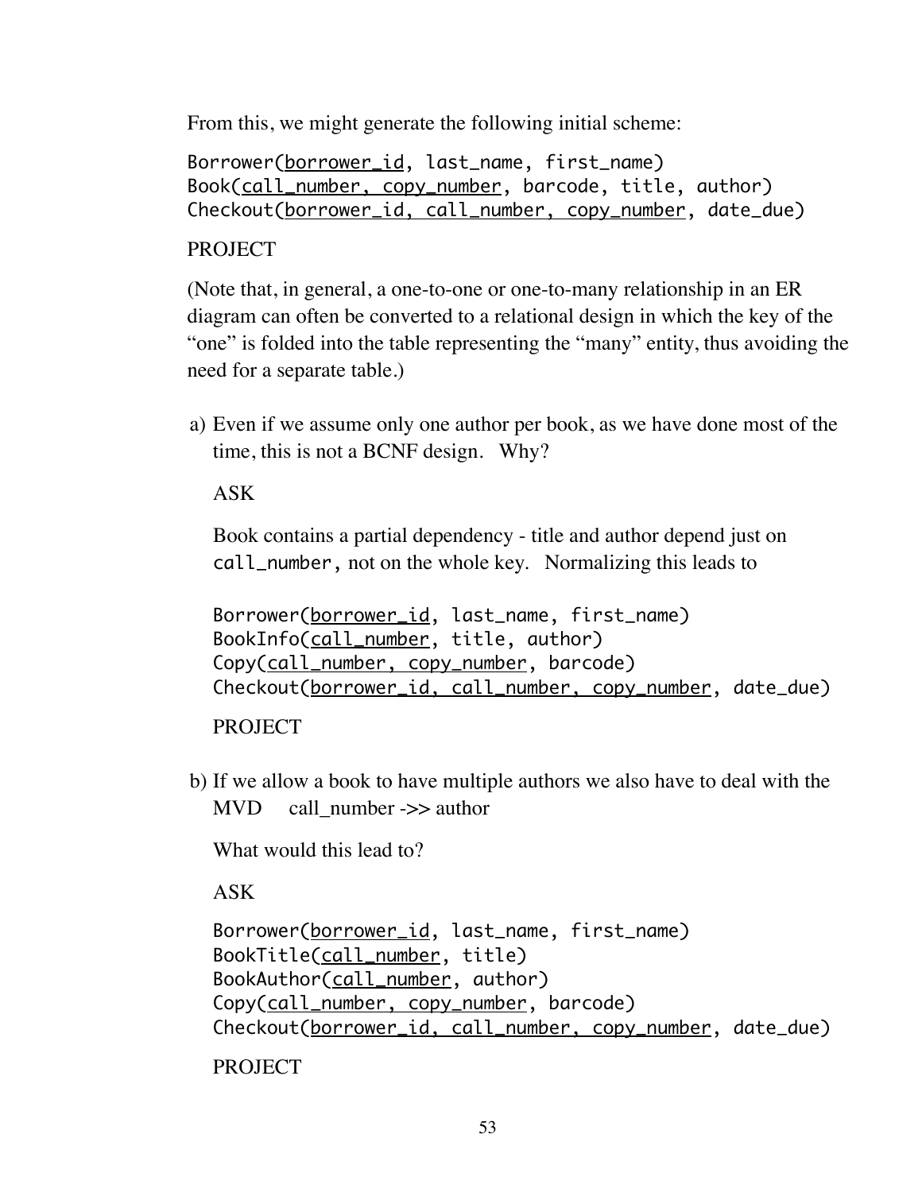From this, we might generate the following initial scheme:

```
Borrower(borrower_id, last_name, first_name)
Book(call_number, copy_number, barcode, title, author)
Checkout(borrower_id, call_number, copy_number, date_due)
```

PROJECT

(Note that, in general, a one-to-one or one-to-many relationship in an ER diagram can often be converted to a relational design in which the key of the "one" is folded into the table representing the "many" entity, thus avoiding the need for a separate table.)

a) Even if we assume only one author per book, as we have done most of the time, this is not a BCNF design. Why?

   ASK

   Book contains a partial dependency - title and author depend just on `call_number`, not on the whole key. Normalizing this leads to

   ```
   Borrower(borrower_id, last_name, first_name)
   BookInfo(call_number, title, author)
   Copy(call_number, copy_number, barcode)
   Checkout(borrower_id, call_number, copy_number, date_due)
   ```

   PROJECT

b) If we allow a book to have multiple authors we also have to deal with the MVD call_number ->> author

   What would this lead to?

   ASK

   ```
   Borrower(borrower_id, last_name, first_name)
   BookTitle(call_number, title)
   BookAuthor(call_number, author)
   Copy(call_number, copy_number, barcode)
   Checkout(borrower_id, call_number, copy_number, date_due)
   ```

   PROJECT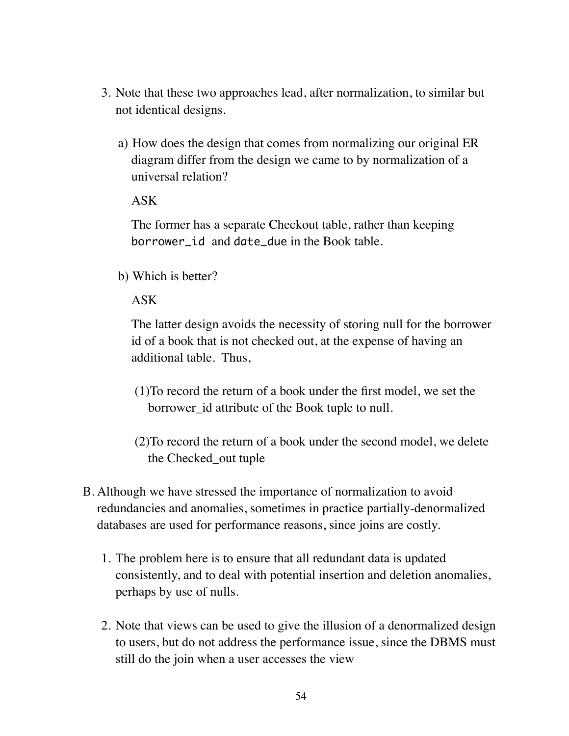3. Note that these two approaches lead, after normalization, to similar but not identical designs.

   a) How does the design that comes from normalizing our original ER diagram differ from the design we came to by normalization of a universal relation?

      ASK

      The former has a separate Checkout table, rather than keeping `borrower_id` and `date_due` in the Book table.

   b) Which is better?

      ASK

      The latter design avoids the necessity of storing null for the borrower id of a book that is not checked out, at the expense of having an additional table. Thus,

      (1) To record the return of a book under the first model, we set the borrower_id attribute of the Book tuple to null.

      (2) To record the return of a book under the second model, we delete the Checked_out tuple

B. Although we have stressed the importance of normalization to avoid redundancies and anomalies, sometimes in practice partially-denormalized databases are used for performance reasons, since joins are costly.

   1. The problem here is to ensure that all redundant data is updated consistently, and to deal with potential insertion and deletion anomalies, perhaps by use of nulls.

   2. Note that views can be used to give the illusion of a denormalized design to users, but do not address the performance issue, since the DBMS must still do the join when a user accesses the view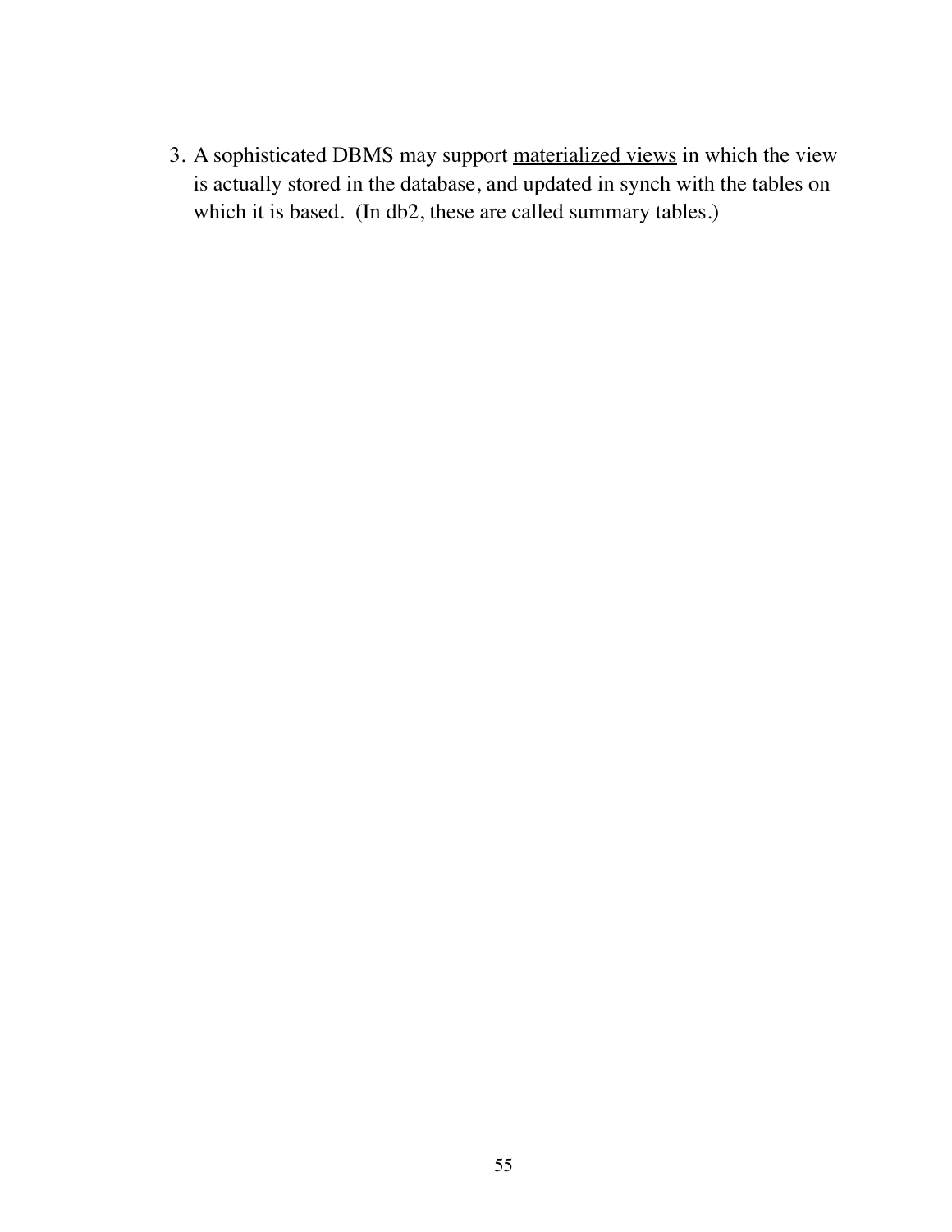3. A sophisticated DBMS may support <u>materialized views</u> in which the view is actually stored in the database, and updated in synch with the tables on which it is based. (In db2, these are called summary tables.)